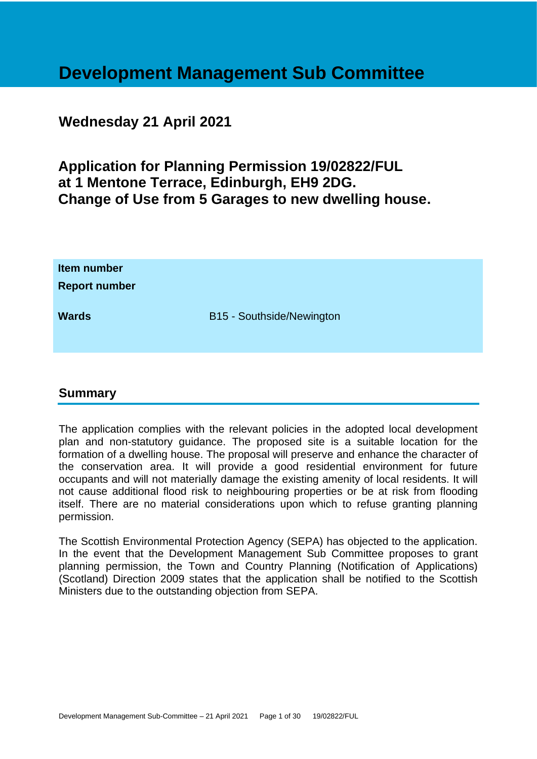# Development Management Sub Committee

## Wednesday 21 April 2021

## Application for Planning Permission 19/02822/FUL at 1 Mentone Terrace, Edinburgh, EH9 2DG. Change of Use from 5 Garages to new dwelling house.

| | |
|---|---|
| **Item number** | |
| **Report number** | |
| **Wards** | B15 - Southside/Newington |

## Summary

The application complies with the relevant policies in the adopted local development plan and non-statutory guidance. The proposed site is a suitable location for the formation of a dwelling house. The proposal will preserve and enhance the character of the conservation area. It will provide a good residential environment for future occupants and will not materially damage the existing amenity of local residents. It will not cause additional flood risk to neighbouring properties or be at risk from flooding itself. There are no material considerations upon which to refuse granting planning permission.

The Scottish Environmental Protection Agency (SEPA) has objected to the application. In the event that the Development Management Sub Committee proposes to grant planning permission, the Town and Country Planning (Notification of Applications) (Scotland) Direction 2009 states that the application shall be notified to the Scottish Ministers due to the outstanding objection from SEPA.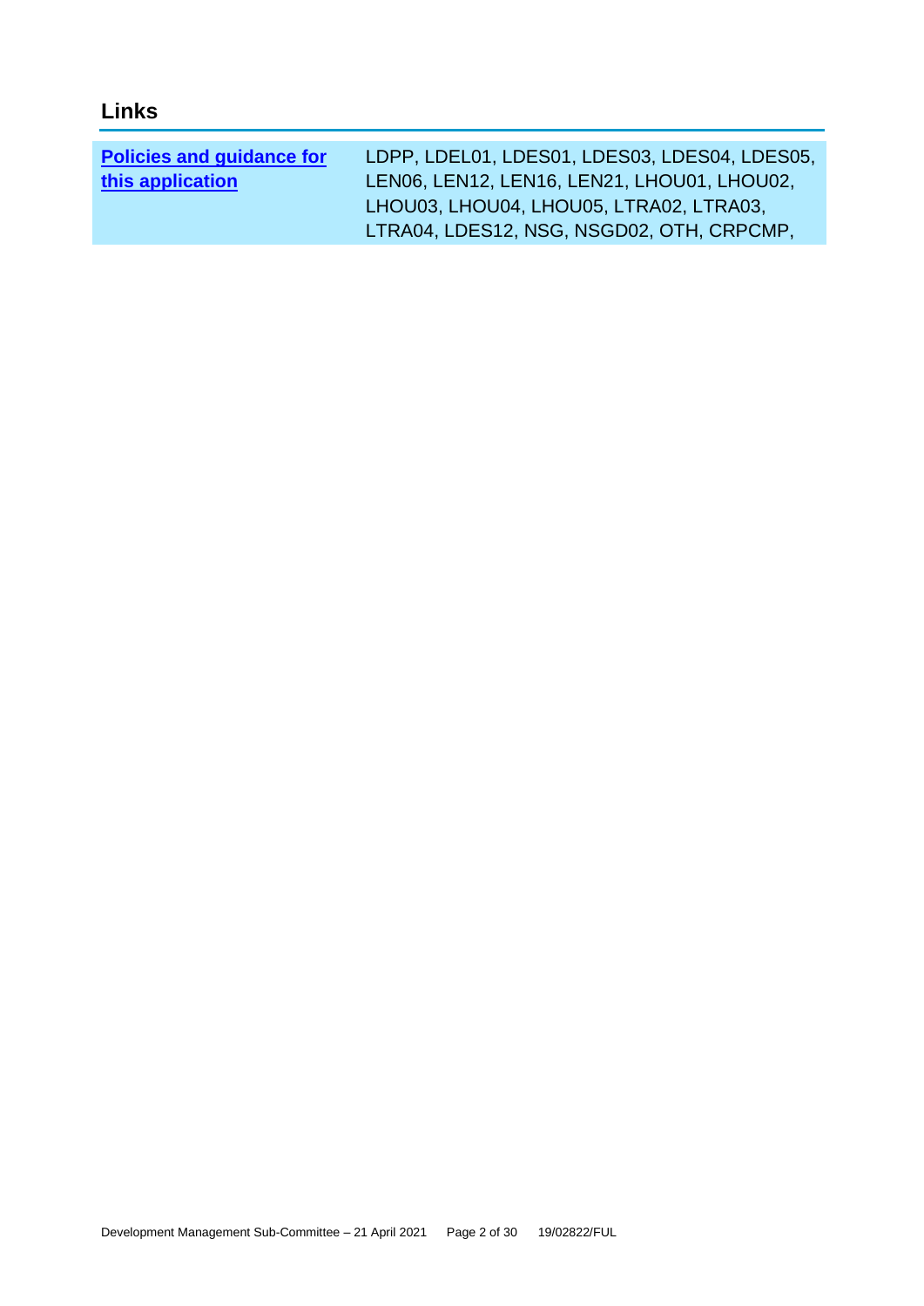## Links

| **Policies and guidance for this application** | LDPP, LDEL01, LDES01, LDES03, LDES04, LDES05, LEN06, LEN12, LEN16, LEN21, LHOU01, LHOU02, LHOU03, LHOU04, LHOU05, LTRA02, LTRA03, LTRA04, LDES12, NSG, NSGD02, OTH, CRPCMP, |
|---|---|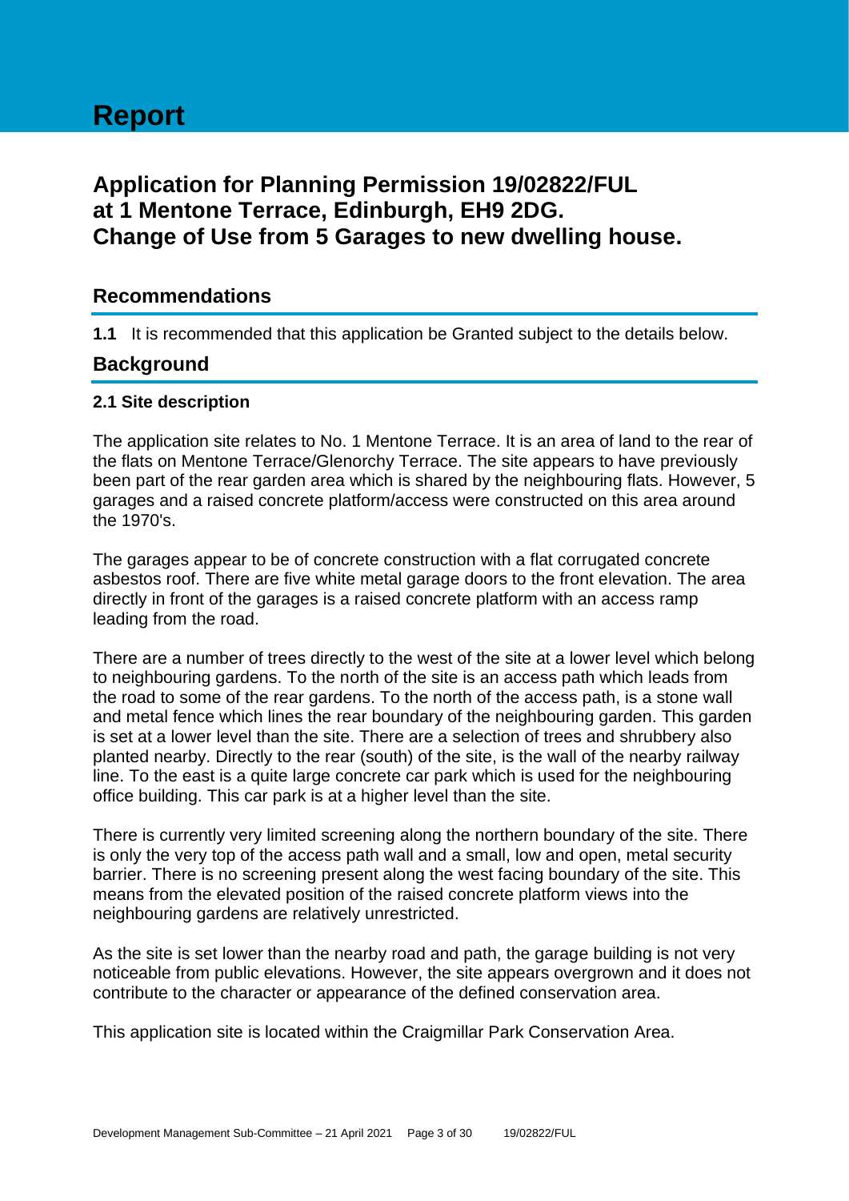# Report

## Application for Planning Permission 19/02822/FUL at 1 Mentone Terrace, Edinburgh, EH9 2DG. Change of Use from 5 Garages to new dwelling house.

## Recommendations

**1.1** It is recommended that this application be Granted subject to the details below.

## Background

### 2.1 Site description

The application site relates to No. 1 Mentone Terrace. It is an area of land to the rear of the flats on Mentone Terrace/Glenorchy Terrace. The site appears to have previously been part of the rear garden area which is shared by the neighbouring flats. However, 5 garages and a raised concrete platform/access were constructed on this area around the 1970's.

The garages appear to be of concrete construction with a flat corrugated concrete asbestos roof. There are five white metal garage doors to the front elevation. The area directly in front of the garages is a raised concrete platform with an access ramp leading from the road.

There are a number of trees directly to the west of the site at a lower level which belong to neighbouring gardens. To the north of the site is an access path which leads from the road to some of the rear gardens. To the north of the access path, is a stone wall and metal fence which lines the rear boundary of the neighbouring garden. This garden is set at a lower level than the site. There are a selection of trees and shrubbery also planted nearby. Directly to the rear (south) of the site, is the wall of the nearby railway line. To the east is a quite large concrete car park which is used for the neighbouring office building. This car park is at a higher level than the site.

There is currently very limited screening along the northern boundary of the site. There is only the very top of the access path wall and a small, low and open, metal security barrier. There is no screening present along the west facing boundary of the site. This means from the elevated position of the raised concrete platform views into the neighbouring gardens are relatively unrestricted.

As the site is set lower than the nearby road and path, the garage building is not very noticeable from public elevations. However, the site appears overgrown and it does not contribute to the character or appearance of the defined conservation area.

This application site is located within the Craigmillar Park Conservation Area.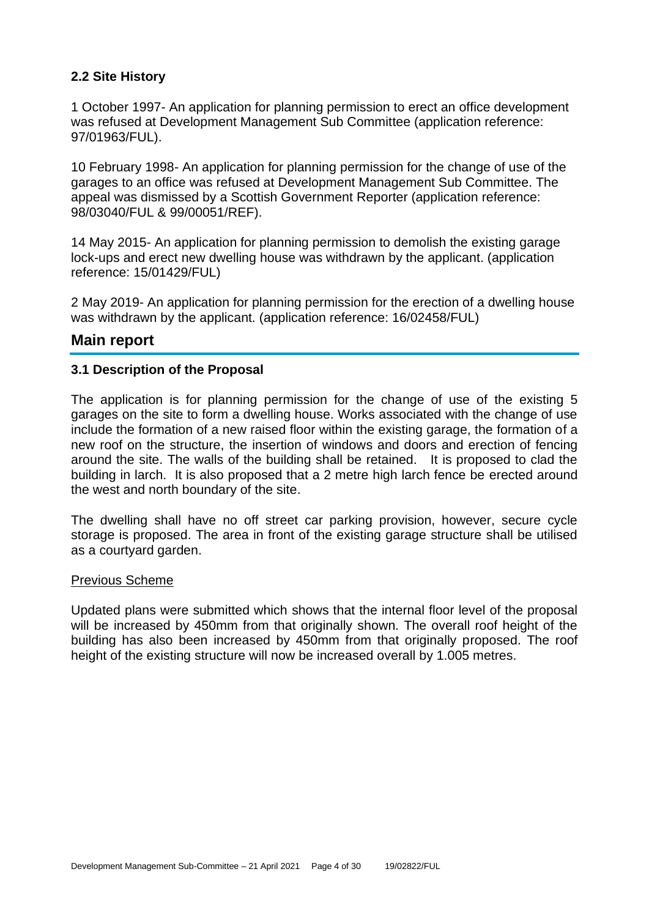### 2.2 Site History

1 October 1997- An application for planning permission to erect an office development was refused at Development Management Sub Committee (application reference: 97/01963/FUL).

10 February 1998- An application for planning permission for the change of use of the garages to an office was refused at Development Management Sub Committee. The appeal was dismissed by a Scottish Government Reporter (application reference: 98/03040/FUL & 99/00051/REF).

14 May 2015- An application for planning permission to demolish the existing garage lock-ups and erect new dwelling house was withdrawn by the applicant. (application reference: 15/01429/FUL)

2 May 2019- An application for planning permission for the erection of a dwelling house was withdrawn by the applicant. (application reference: 16/02458/FUL)

## Main report

### 3.1 Description of the Proposal

The application is for planning permission for the change of use of the existing 5 garages on the site to form a dwelling house. Works associated with the change of use include the formation of a new raised floor within the existing garage, the formation of a new roof on the structure, the insertion of windows and doors and erection of fencing around the site. The walls of the building shall be retained. It is proposed to clad the building in larch. It is also proposed that a 2 metre high larch fence be erected around the west and north boundary of the site.

The dwelling shall have no off street car parking provision, however, secure cycle storage is proposed. The area in front of the existing garage structure shall be utilised as a courtyard garden.

Previous Scheme

Updated plans were submitted which shows that the internal floor level of the proposal will be increased by 450mm from that originally shown. The overall roof height of the building has also been increased by 450mm from that originally proposed. The roof height of the existing structure will now be increased overall by 1.005 metres.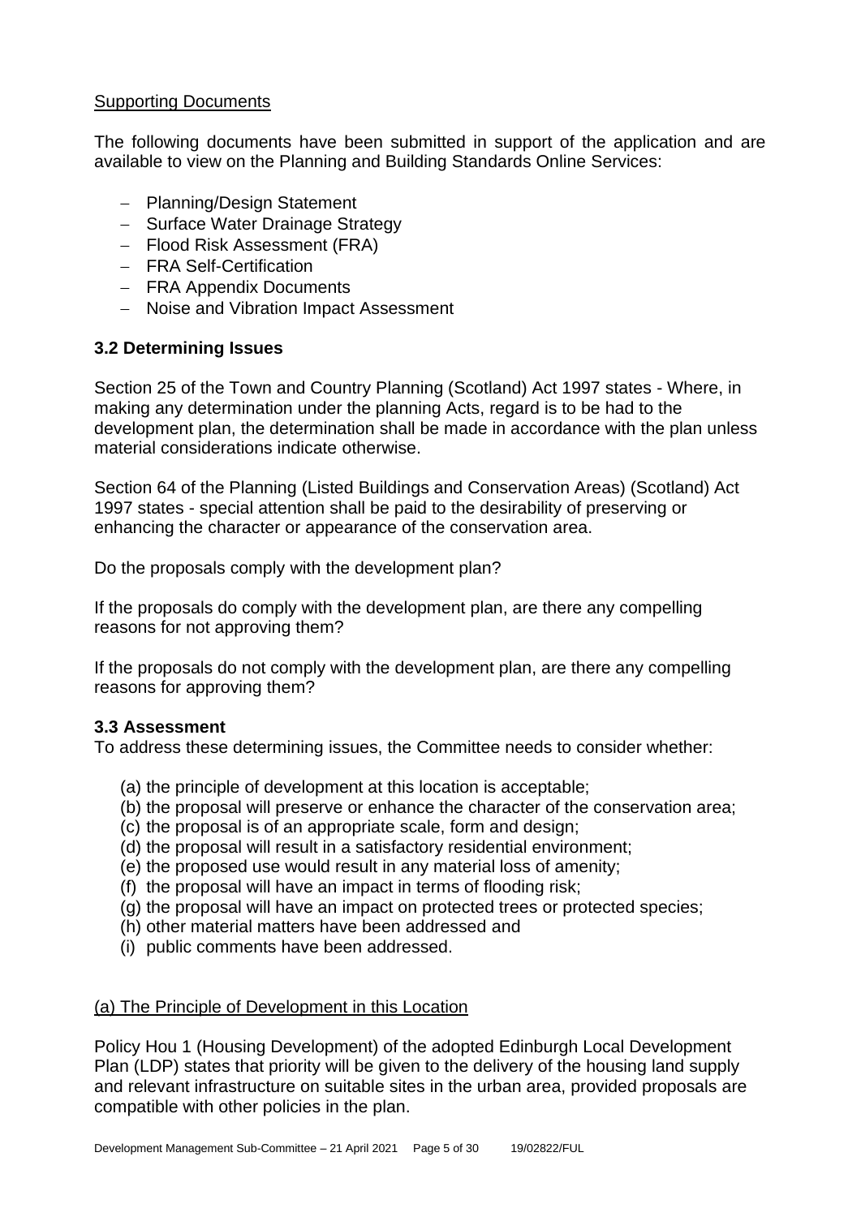<u>Supporting Documents</u>

The following documents have been submitted in support of the application and are available to view on the Planning and Building Standards Online Services:

- Planning/Design Statement
- Surface Water Drainage Strategy
- Flood Risk Assessment (FRA)
- FRA Self-Certification
- FRA Appendix Documents
- Noise and Vibration Impact Assessment

### 3.2 Determining Issues

Section 25 of the Town and Country Planning (Scotland) Act 1997 states - Where, in making any determination under the planning Acts, regard is to be had to the development plan, the determination shall be made in accordance with the plan unless material considerations indicate otherwise.

Section 64 of the Planning (Listed Buildings and Conservation Areas) (Scotland) Act 1997 states - special attention shall be paid to the desirability of preserving or enhancing the character or appearance of the conservation area.

Do the proposals comply with the development plan?

If the proposals do comply with the development plan, are there any compelling reasons for not approving them?

If the proposals do not comply with the development plan, are there any compelling reasons for approving them?

### 3.3 Assessment

To address these determining issues, the Committee needs to consider whether:

(a) the principle of development at this location is acceptable;
(b) the proposal will preserve or enhance the character of the conservation area;
(c) the proposal is of an appropriate scale, form and design;
(d) the proposal will result in a satisfactory residential environment;
(e) the proposed use would result in any material loss of amenity;
(f) the proposal will have an impact in terms of flooding risk;
(g) the proposal will have an impact on protected trees or protected species;
(h) other material matters have been addressed and
(i) public comments have been addressed.

<u>(a) The Principle of Development in this Location</u>

Policy Hou 1 (Housing Development) of the adopted Edinburgh Local Development Plan (LDP) states that priority will be given to the delivery of the housing land supply and relevant infrastructure on suitable sites in the urban area, provided proposals are compatible with other policies in the plan.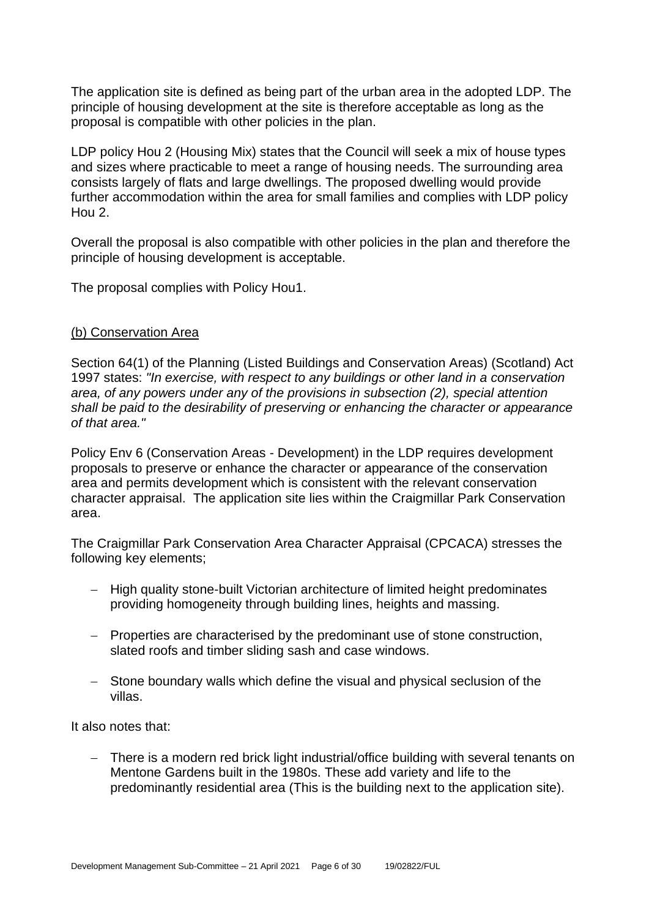The application site is defined as being part of the urban area in the adopted LDP. The principle of housing development at the site is therefore acceptable as long as the proposal is compatible with other policies in the plan.

LDP policy Hou 2 (Housing Mix) states that the Council will seek a mix of house types and sizes where practicable to meet a range of housing needs. The surrounding area consists largely of flats and large dwellings. The proposed dwelling would provide further accommodation within the area for small families and complies with LDP policy Hou 2.

Overall the proposal is also compatible with other policies in the plan and therefore the principle of housing development is acceptable.

The proposal complies with Policy Hou1.

<u>(b) Conservation Area</u>

Section 64(1) of the Planning (Listed Buildings and Conservation Areas) (Scotland) Act 1997 states: *"In exercise, with respect to any buildings or other land in a conservation area, of any powers under any of the provisions in subsection (2), special attention shall be paid to the desirability of preserving or enhancing the character or appearance of that area."*

Policy Env 6 (Conservation Areas - Development) in the LDP requires development proposals to preserve or enhance the character or appearance of the conservation area and permits development which is consistent with the relevant conservation character appraisal. The application site lies within the Craigmillar Park Conservation area.

The Craigmillar Park Conservation Area Character Appraisal (CPCACA) stresses the following key elements;

- High quality stone-built Victorian architecture of limited height predominates providing homogeneity through building lines, heights and massing.

- Properties are characterised by the predominant use of stone construction, slated roofs and timber sliding sash and case windows.

- Stone boundary walls which define the visual and physical seclusion of the villas.

It also notes that:

- There is a modern red brick light industrial/office building with several tenants on Mentone Gardens built in the 1980s. These add variety and life to the predominantly residential area (This is the building next to the application site).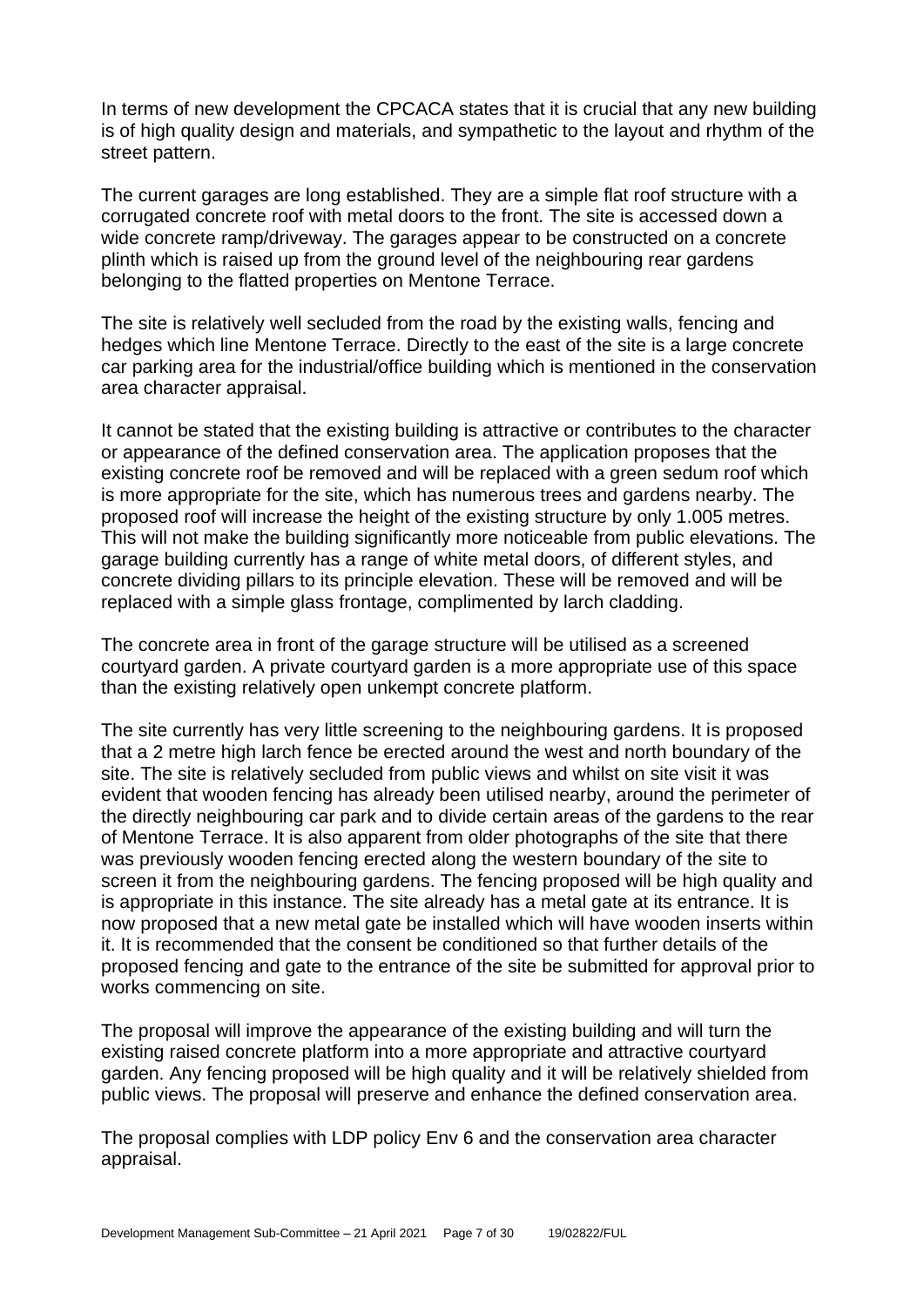In terms of new development the CPCACA states that it is crucial that any new building is of high quality design and materials, and sympathetic to the layout and rhythm of the street pattern.

The current garages are long established. They are a simple flat roof structure with a corrugated concrete roof with metal doors to the front. The site is accessed down a wide concrete ramp/driveway. The garages appear to be constructed on a concrete plinth which is raised up from the ground level of the neighbouring rear gardens belonging to the flatted properties on Mentone Terrace.

The site is relatively well secluded from the road by the existing walls, fencing and hedges which line Mentone Terrace. Directly to the east of the site is a large concrete car parking area for the industrial/office building which is mentioned in the conservation area character appraisal.

It cannot be stated that the existing building is attractive or contributes to the character or appearance of the defined conservation area. The application proposes that the existing concrete roof be removed and will be replaced with a green sedum roof which is more appropriate for the site, which has numerous trees and gardens nearby. The proposed roof will increase the height of the existing structure by only 1.005 metres. This will not make the building significantly more noticeable from public elevations. The garage building currently has a range of white metal doors, of different styles, and concrete dividing pillars to its principle elevation. These will be removed and will be replaced with a simple glass frontage, complimented by larch cladding.

The concrete area in front of the garage structure will be utilised as a screened courtyard garden. A private courtyard garden is a more appropriate use of this space than the existing relatively open unkempt concrete platform.

The site currently has very little screening to the neighbouring gardens. It is proposed that a 2 metre high larch fence be erected around the west and north boundary of the site. The site is relatively secluded from public views and whilst on site visit it was evident that wooden fencing has already been utilised nearby, around the perimeter of the directly neighbouring car park and to divide certain areas of the gardens to the rear of Mentone Terrace. It is also apparent from older photographs of the site that there was previously wooden fencing erected along the western boundary of the site to screen it from the neighbouring gardens. The fencing proposed will be high quality and is appropriate in this instance. The site already has a metal gate at its entrance. It is now proposed that a new metal gate be installed which will have wooden inserts within it. It is recommended that the consent be conditioned so that further details of the proposed fencing and gate to the entrance of the site be submitted for approval prior to works commencing on site.

The proposal will improve the appearance of the existing building and will turn the existing raised concrete platform into a more appropriate and attractive courtyard garden. Any fencing proposed will be high quality and it will be relatively shielded from public views. The proposal will preserve and enhance the defined conservation area.

The proposal complies with LDP policy Env 6 and the conservation area character appraisal.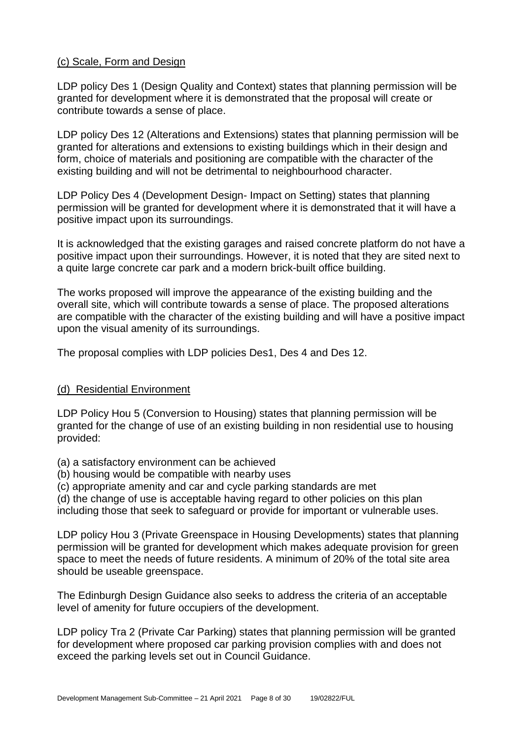(c) Scale, Form and Design

LDP policy Des 1 (Design Quality and Context) states that planning permission will be granted for development where it is demonstrated that the proposal will create or contribute towards a sense of place.

LDP policy Des 12 (Alterations and Extensions) states that planning permission will be granted for alterations and extensions to existing buildings which in their design and form, choice of materials and positioning are compatible with the character of the existing building and will not be detrimental to neighbourhood character.

LDP Policy Des 4 (Development Design- Impact on Setting) states that planning permission will be granted for development where it is demonstrated that it will have a positive impact upon its surroundings.

It is acknowledged that the existing garages and raised concrete platform do not have a positive impact upon their surroundings. However, it is noted that they are sited next to a quite large concrete car park and a modern brick-built office building.

The works proposed will improve the appearance of the existing building and the overall site, which will contribute towards a sense of place. The proposed alterations are compatible with the character of the existing building and will have a positive impact upon the visual amenity of its surroundings.

The proposal complies with LDP policies Des1, Des 4 and Des 12.

(d) Residential Environment

LDP Policy Hou 5 (Conversion to Housing) states that planning permission will be granted for the change of use of an existing building in non residential use to housing provided:

(a) a satisfactory environment can be achieved
(b) housing would be compatible with nearby uses
(c) appropriate amenity and car and cycle parking standards are met
(d) the change of use is acceptable having regard to other policies on this plan including those that seek to safeguard or provide for important or vulnerable uses.

LDP policy Hou 3 (Private Greenspace in Housing Developments) states that planning permission will be granted for development which makes adequate provision for green space to meet the needs of future residents. A minimum of 20% of the total site area should be useable greenspace.

The Edinburgh Design Guidance also seeks to address the criteria of an acceptable level of amenity for future occupiers of the development.

LDP policy Tra 2 (Private Car Parking) states that planning permission will be granted for development where proposed car parking provision complies with and does not exceed the parking levels set out in Council Guidance.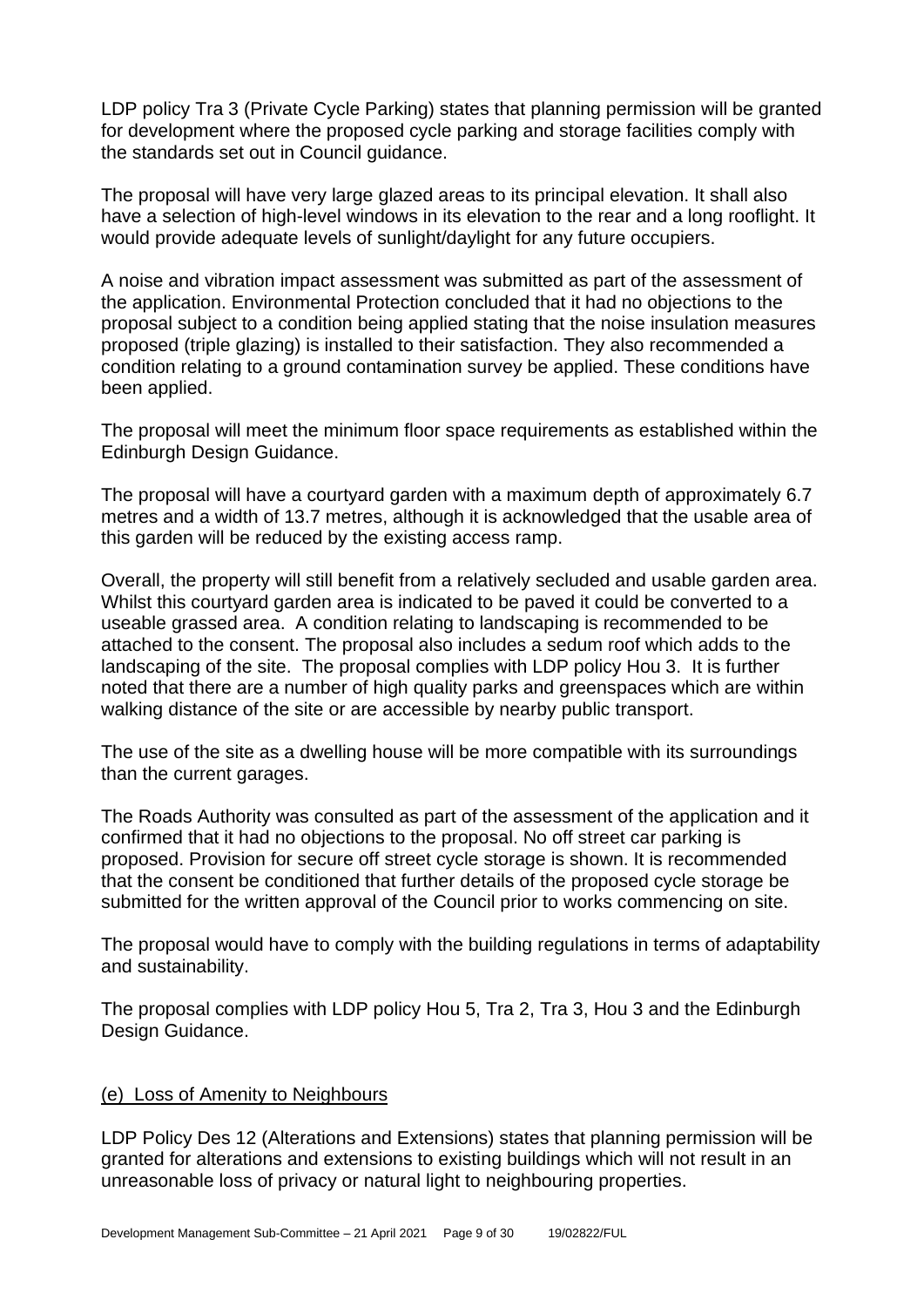LDP policy Tra 3 (Private Cycle Parking) states that planning permission will be granted for development where the proposed cycle parking and storage facilities comply with the standards set out in Council guidance.

The proposal will have very large glazed areas to its principal elevation. It shall also have a selection of high-level windows in its elevation to the rear and a long rooflight. It would provide adequate levels of sunlight/daylight for any future occupiers.

A noise and vibration impact assessment was submitted as part of the assessment of the application. Environmental Protection concluded that it had no objections to the proposal subject to a condition being applied stating that the noise insulation measures proposed (triple glazing) is installed to their satisfaction. They also recommended a condition relating to a ground contamination survey be applied. These conditions have been applied.

The proposal will meet the minimum floor space requirements as established within the Edinburgh Design Guidance.

The proposal will have a courtyard garden with a maximum depth of approximately 6.7 metres and a width of 13.7 metres, although it is acknowledged that the usable area of this garden will be reduced by the existing access ramp.

Overall, the property will still benefit from a relatively secluded and usable garden area. Whilst this courtyard garden area is indicated to be paved it could be converted to a useable grassed area. A condition relating to landscaping is recommended to be attached to the consent. The proposal also includes a sedum roof which adds to the landscaping of the site. The proposal complies with LDP policy Hou 3. It is further noted that there are a number of high quality parks and greenspaces which are within walking distance of the site or are accessible by nearby public transport.

The use of the site as a dwelling house will be more compatible with its surroundings than the current garages.

The Roads Authority was consulted as part of the assessment of the application and it confirmed that it had no objections to the proposal. No off street car parking is proposed. Provision for secure off street cycle storage is shown. It is recommended that the consent be conditioned that further details of the proposed cycle storage be submitted for the written approval of the Council prior to works commencing on site.

The proposal would have to comply with the building regulations in terms of adaptability and sustainability.

The proposal complies with LDP policy Hou 5, Tra 2, Tra 3, Hou 3 and the Edinburgh Design Guidance.

## (e) Loss of Amenity to Neighbours

LDP Policy Des 12 (Alterations and Extensions) states that planning permission will be granted for alterations and extensions to existing buildings which will not result in an unreasonable loss of privacy or natural light to neighbouring properties.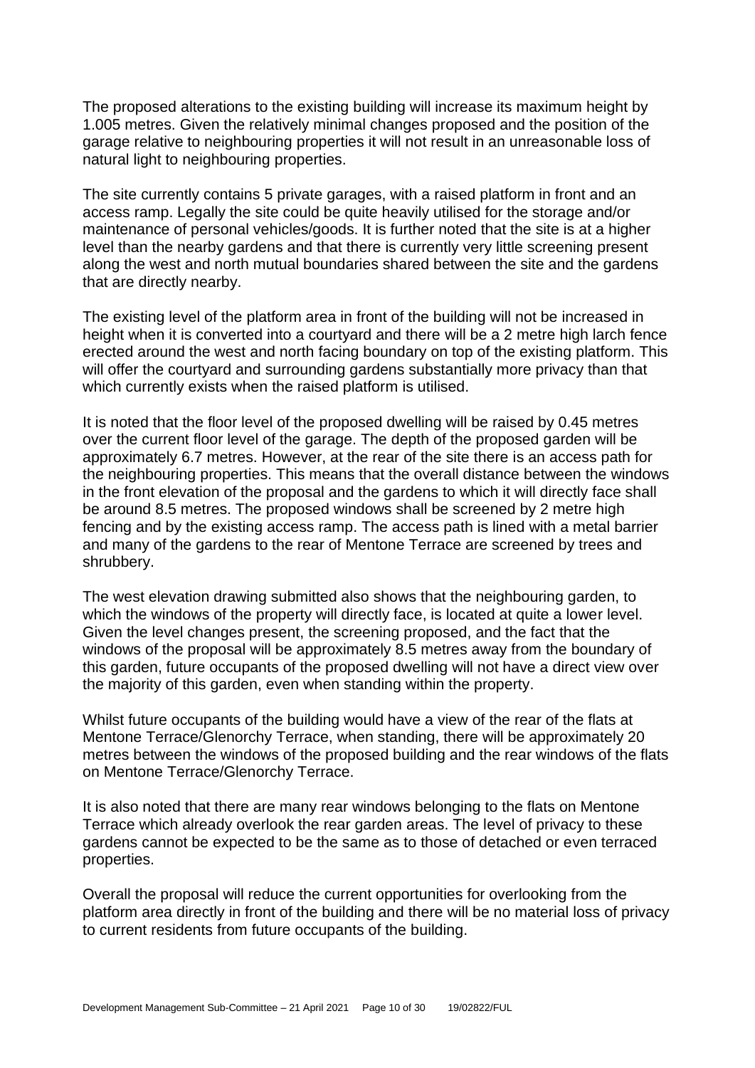The proposed alterations to the existing building will increase its maximum height by 1.005 metres. Given the relatively minimal changes proposed and the position of the garage relative to neighbouring properties it will not result in an unreasonable loss of natural light to neighbouring properties.

The site currently contains 5 private garages, with a raised platform in front and an access ramp. Legally the site could be quite heavily utilised for the storage and/or maintenance of personal vehicles/goods. It is further noted that the site is at a higher level than the nearby gardens and that there is currently very little screening present along the west and north mutual boundaries shared between the site and the gardens that are directly nearby.

The existing level of the platform area in front of the building will not be increased in height when it is converted into a courtyard and there will be a 2 metre high larch fence erected around the west and north facing boundary on top of the existing platform. This will offer the courtyard and surrounding gardens substantially more privacy than that which currently exists when the raised platform is utilised.

It is noted that the floor level of the proposed dwelling will be raised by 0.45 metres over the current floor level of the garage. The depth of the proposed garden will be approximately 6.7 metres. However, at the rear of the site there is an access path for the neighbouring properties. This means that the overall distance between the windows in the front elevation of the proposal and the gardens to which it will directly face shall be around 8.5 metres. The proposed windows shall be screened by 2 metre high fencing and by the existing access ramp. The access path is lined with a metal barrier and many of the gardens to the rear of Mentone Terrace are screened by trees and shrubbery.

The west elevation drawing submitted also shows that the neighbouring garden, to which the windows of the property will directly face, is located at quite a lower level. Given the level changes present, the screening proposed, and the fact that the windows of the proposal will be approximately 8.5 metres away from the boundary of this garden, future occupants of the proposed dwelling will not have a direct view over the majority of this garden, even when standing within the property.

Whilst future occupants of the building would have a view of the rear of the flats at Mentone Terrace/Glenorchy Terrace, when standing, there will be approximately 20 metres between the windows of the proposed building and the rear windows of the flats on Mentone Terrace/Glenorchy Terrace.

It is also noted that there are many rear windows belonging to the flats on Mentone Terrace which already overlook the rear garden areas. The level of privacy to these gardens cannot be expected to be the same as to those of detached or even terraced properties.

Overall the proposal will reduce the current opportunities for overlooking from the platform area directly in front of the building and there will be no material loss of privacy to current residents from future occupants of the building.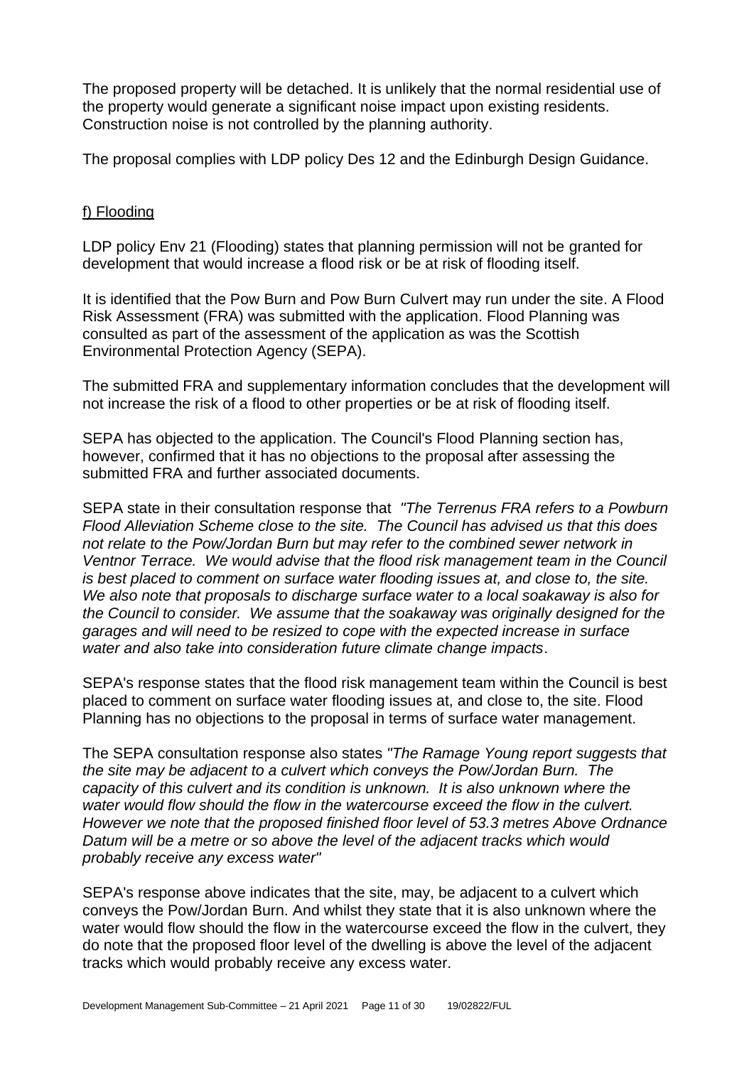The proposed property will be detached. It is unlikely that the normal residential use of the property would generate a significant noise impact upon existing residents. Construction noise is not controlled by the planning authority.

The proposal complies with LDP policy Des 12 and the Edinburgh Design Guidance.

## f) Flooding

LDP policy Env 21 (Flooding) states that planning permission will not be granted for development that would increase a flood risk or be at risk of flooding itself.

It is identified that the Pow Burn and Pow Burn Culvert may run under the site. A Flood Risk Assessment (FRA) was submitted with the application. Flood Planning was consulted as part of the assessment of the application as was the Scottish Environmental Protection Agency (SEPA).

The submitted FRA and supplementary information concludes that the development will not increase the risk of a flood to other properties or be at risk of flooding itself.

SEPA has objected to the application. The Council's Flood Planning section has, however, confirmed that it has no objections to the proposal after assessing the submitted FRA and further associated documents.

SEPA state in their consultation response that *"The Terrenus FRA refers to a Powburn Flood Alleviation Scheme close to the site. The Council has advised us that this does not relate to the Pow/Jordan Burn but may refer to the combined sewer network in Ventnor Terrace. We would advise that the flood risk management team in the Council is best placed to comment on surface water flooding issues at, and close to, the site. We also note that proposals to discharge surface water to a local soakaway is also for the Council to consider. We assume that the soakaway was originally designed for the garages and will need to be resized to cope with the expected increase in surface water and also take into consideration future climate change impacts*.

SEPA's response states that the flood risk management team within the Council is best placed to comment on surface water flooding issues at, and close to, the site. Flood Planning has no objections to the proposal in terms of surface water management.

The SEPA consultation response also states *"The Ramage Young report suggests that the site may be adjacent to a culvert which conveys the Pow/Jordan Burn. The capacity of this culvert and its condition is unknown. It is also unknown where the water would flow should the flow in the watercourse exceed the flow in the culvert. However we note that the proposed finished floor level of 53.3 metres Above Ordnance Datum will be a metre or so above the level of the adjacent tracks which would probably receive any excess water"*

SEPA's response above indicates that the site, may, be adjacent to a culvert which conveys the Pow/Jordan Burn. And whilst they state that it is also unknown where the water would flow should the flow in the watercourse exceed the flow in the culvert, they do note that the proposed floor level of the dwelling is above the level of the adjacent tracks which would probably receive any excess water.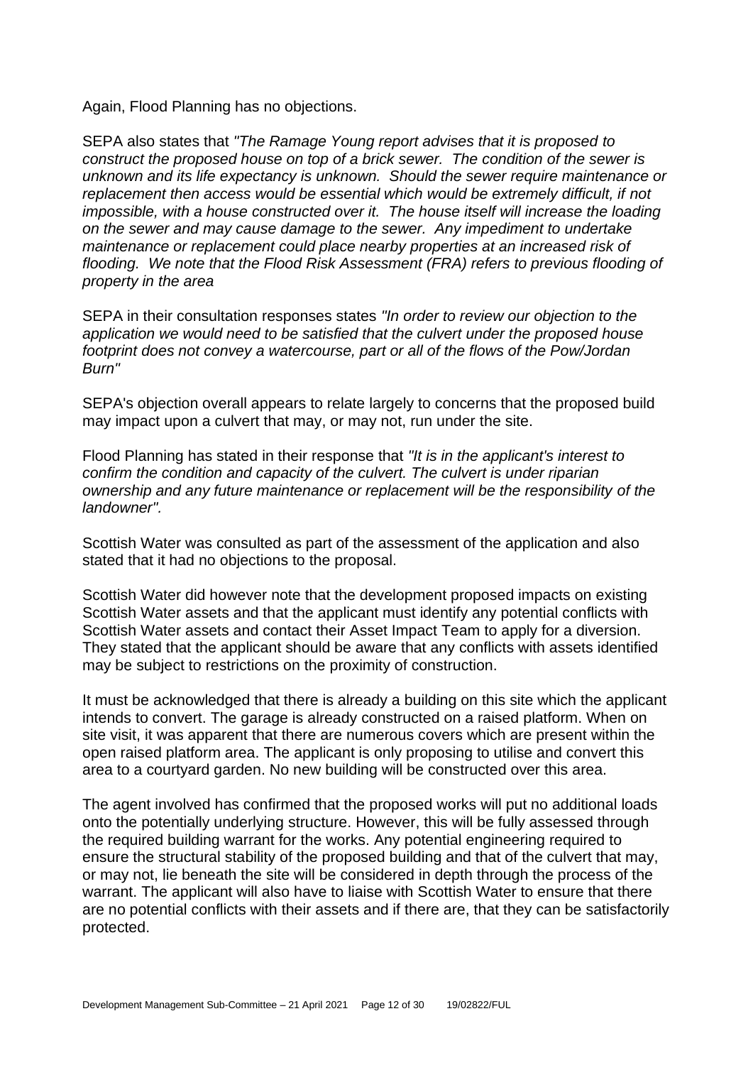Again, Flood Planning has no objections.

SEPA also states that *"The Ramage Young report advises that it is proposed to construct the proposed house on top of a brick sewer. The condition of the sewer is unknown and its life expectancy is unknown. Should the sewer require maintenance or replacement then access would be essential which would be extremely difficult, if not impossible, with a house constructed over it. The house itself will increase the loading on the sewer and may cause damage to the sewer. Any impediment to undertake maintenance or replacement could place nearby properties at an increased risk of flooding. We note that the Flood Risk Assessment (FRA) refers to previous flooding of property in the area*

SEPA in their consultation responses states *"In order to review our objection to the application we would need to be satisfied that the culvert under the proposed house footprint does not convey a watercourse, part or all of the flows of the Pow/Jordan Burn"*

SEPA's objection overall appears to relate largely to concerns that the proposed build may impact upon a culvert that may, or may not, run under the site.

Flood Planning has stated in their response that *"It is in the applicant's interest to confirm the condition and capacity of the culvert. The culvert is under riparian ownership and any future maintenance or replacement will be the responsibility of the landowner".*

Scottish Water was consulted as part of the assessment of the application and also stated that it had no objections to the proposal.

Scottish Water did however note that the development proposed impacts on existing Scottish Water assets and that the applicant must identify any potential conflicts with Scottish Water assets and contact their Asset Impact Team to apply for a diversion. They stated that the applicant should be aware that any conflicts with assets identified may be subject to restrictions on the proximity of construction.

It must be acknowledged that there is already a building on this site which the applicant intends to convert. The garage is already constructed on a raised platform. When on site visit, it was apparent that there are numerous covers which are present within the open raised platform area. The applicant is only proposing to utilise and convert this area to a courtyard garden. No new building will be constructed over this area.

The agent involved has confirmed that the proposed works will put no additional loads onto the potentially underlying structure. However, this will be fully assessed through the required building warrant for the works. Any potential engineering required to ensure the structural stability of the proposed building and that of the culvert that may, or may not, lie beneath the site will be considered in depth through the process of the warrant. The applicant will also have to liaise with Scottish Water to ensure that there are no potential conflicts with their assets and if there are, that they can be satisfactorily protected.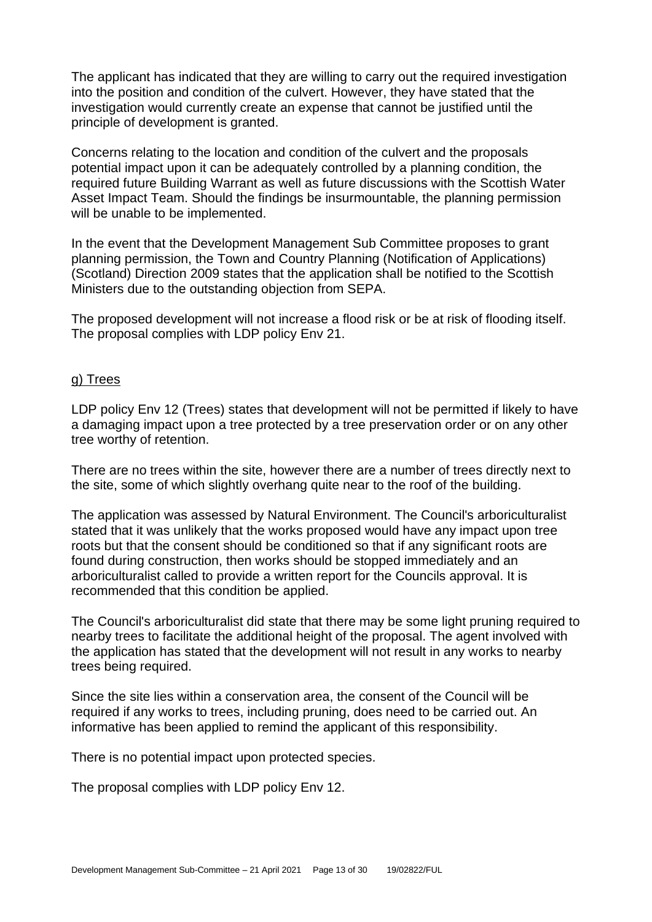The applicant has indicated that they are willing to carry out the required investigation into the position and condition of the culvert. However, they have stated that the investigation would currently create an expense that cannot be justified until the principle of development is granted.

Concerns relating to the location and condition of the culvert and the proposals potential impact upon it can be adequately controlled by a planning condition, the required future Building Warrant as well as future discussions with the Scottish Water Asset Impact Team. Should the findings be insurmountable, the planning permission will be unable to be implemented.

In the event that the Development Management Sub Committee proposes to grant planning permission, the Town and Country Planning (Notification of Applications) (Scotland) Direction 2009 states that the application shall be notified to the Scottish Ministers due to the outstanding objection from SEPA.

The proposed development will not increase a flood risk or be at risk of flooding itself. The proposal complies with LDP policy Env 21.

### g) Trees

LDP policy Env 12 (Trees) states that development will not be permitted if likely to have a damaging impact upon a tree protected by a tree preservation order or on any other tree worthy of retention.

There are no trees within the site, however there are a number of trees directly next to the site, some of which slightly overhang quite near to the roof of the building.

The application was assessed by Natural Environment. The Council's arboriculturalist stated that it was unlikely that the works proposed would have any impact upon tree roots but that the consent should be conditioned so that if any significant roots are found during construction, then works should be stopped immediately and an arboriculturalist called to provide a written report for the Councils approval. It is recommended that this condition be applied.

The Council's arboriculturalist did state that there may be some light pruning required to nearby trees to facilitate the additional height of the proposal. The agent involved with the application has stated that the development will not result in any works to nearby trees being required.

Since the site lies within a conservation area, the consent of the Council will be required if any works to trees, including pruning, does need to be carried out. An informative has been applied to remind the applicant of this responsibility.

There is no potential impact upon protected species.

The proposal complies with LDP policy Env 12.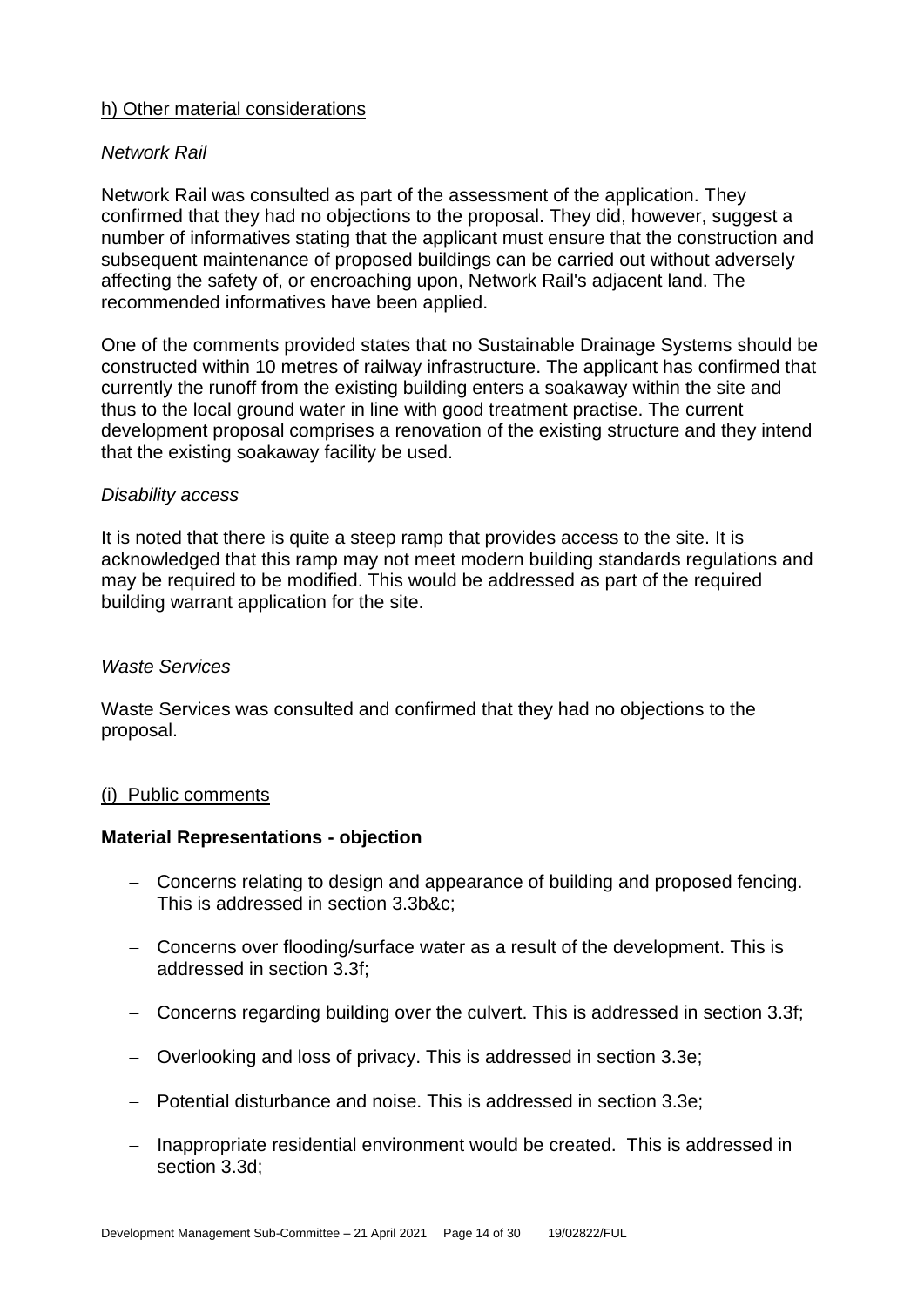h) Other material considerations

*Network Rail*

Network Rail was consulted as part of the assessment of the application. They confirmed that they had no objections to the proposal. They did, however, suggest a number of informatives stating that the applicant must ensure that the construction and subsequent maintenance of proposed buildings can be carried out without adversely affecting the safety of, or encroaching upon, Network Rail's adjacent land. The recommended informatives have been applied.

One of the comments provided states that no Sustainable Drainage Systems should be constructed within 10 metres of railway infrastructure. The applicant has confirmed that currently the runoff from the existing building enters a soakaway within the site and thus to the local ground water in line with good treatment practise. The current development proposal comprises a renovation of the existing structure and they intend that the existing soakaway facility be used.

*Disability access*

It is noted that there is quite a steep ramp that provides access to the site. It is acknowledged that this ramp may not meet modern building standards regulations and may be required to be modified. This would be addressed as part of the required building warrant application for the site.

*Waste Services*

Waste Services was consulted and confirmed that they had no objections to the proposal.

(i) Public comments

**Material Representations - objection**

- Concerns relating to design and appearance of building and proposed fencing. This is addressed in section 3.3b&c;
- Concerns over flooding/surface water as a result of the development. This is addressed in section 3.3f;
- Concerns regarding building over the culvert. This is addressed in section 3.3f;
- Overlooking and loss of privacy. This is addressed in section 3.3e;
- Potential disturbance and noise. This is addressed in section 3.3e;
- Inappropriate residential environment would be created. This is addressed in section 3.3d;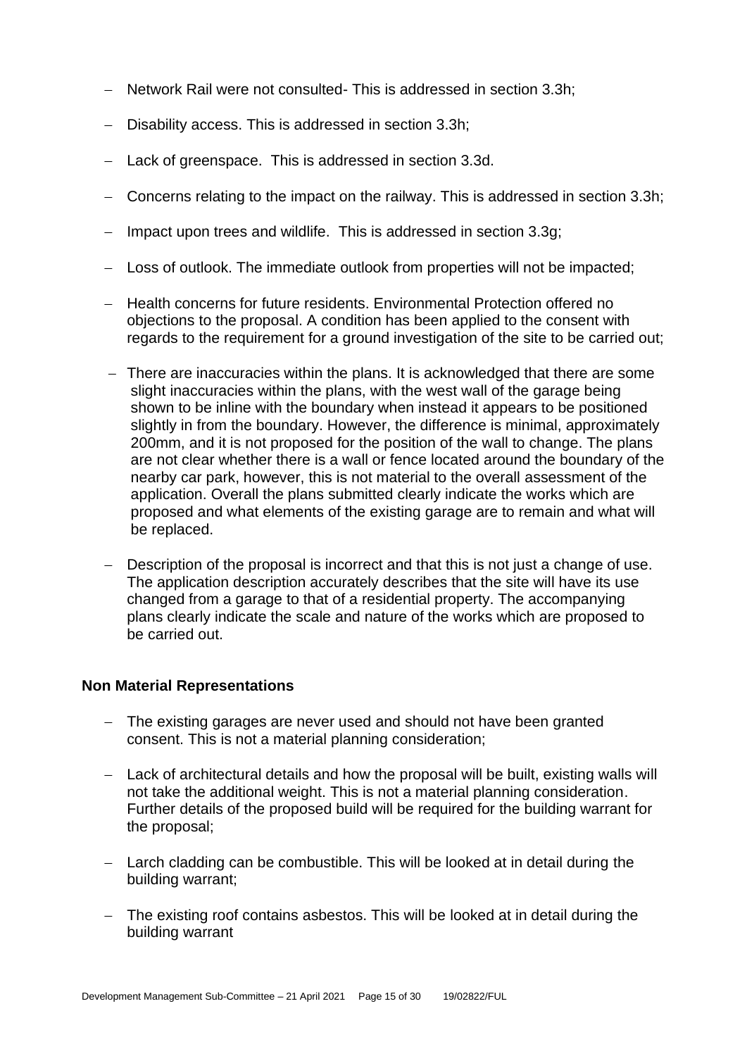- Network Rail were not consulted- This is addressed in section 3.3h;
- Disability access. This is addressed in section 3.3h;
- Lack of greenspace. This is addressed in section 3.3d.
- Concerns relating to the impact on the railway. This is addressed in section 3.3h;
- Impact upon trees and wildlife. This is addressed in section 3.3g;
- Loss of outlook. The immediate outlook from properties will not be impacted;
- Health concerns for future residents. Environmental Protection offered no objections to the proposal. A condition has been applied to the consent with regards to the requirement for a ground investigation of the site to be carried out;
- There are inaccuracies within the plans. It is acknowledged that there are some slight inaccuracies within the plans, with the west wall of the garage being shown to be inline with the boundary when instead it appears to be positioned slightly in from the boundary. However, the difference is minimal, approximately 200mm, and it is not proposed for the position of the wall to change. The plans are not clear whether there is a wall or fence located around the boundary of the nearby car park, however, this is not material to the overall assessment of the application. Overall the plans submitted clearly indicate the works which are proposed and what elements of the existing garage are to remain and what will be replaced.
- Description of the proposal is incorrect and that this is not just a change of use. The application description accurately describes that the site will have its use changed from a garage to that of a residential property. The accompanying plans clearly indicate the scale and nature of the works which are proposed to be carried out.

**Non Material Representations**

- The existing garages are never used and should not have been granted consent. This is not a material planning consideration;
- Lack of architectural details and how the proposal will be built, existing walls will not take the additional weight. This is not a material planning consideration. Further details of the proposed build will be required for the building warrant for the proposal;
- Larch cladding can be combustible. This will be looked at in detail during the building warrant;
- The existing roof contains asbestos. This will be looked at in detail during the building warrant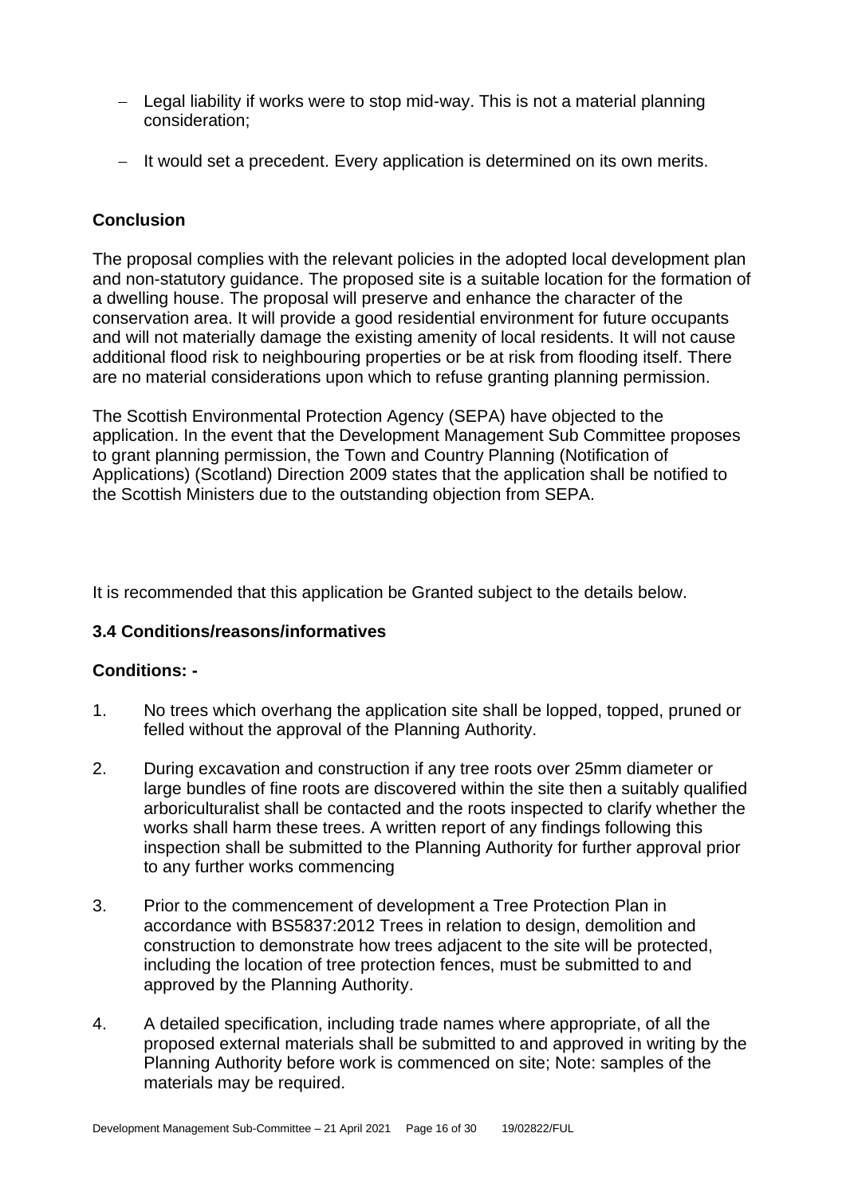- Legal liability if works were to stop mid-way. This is not a material planning consideration;
- It would set a precedent. Every application is determined on its own merits.

**Conclusion**

The proposal complies with the relevant policies in the adopted local development plan and non-statutory guidance. The proposed site is a suitable location for the formation of a dwelling house. The proposal will preserve and enhance the character of the conservation area. It will provide a good residential environment for future occupants and will not materially damage the existing amenity of local residents. It will not cause additional flood risk to neighbouring properties or be at risk from flooding itself. There are no material considerations upon which to refuse granting planning permission.

The Scottish Environmental Protection Agency (SEPA) have objected to the application. In the event that the Development Management Sub Committee proposes to grant planning permission, the Town and Country Planning (Notification of Applications) (Scotland) Direction 2009 states that the application shall be notified to the Scottish Ministers due to the outstanding objection from SEPA.

It is recommended that this application be Granted subject to the details below.

### 3.4 Conditions/reasons/informatives

**Conditions: -**

1. No trees which overhang the application site shall be lopped, topped, pruned or felled without the approval of the Planning Authority.

2. During excavation and construction if any tree roots over 25mm diameter or large bundles of fine roots are discovered within the site then a suitably qualified arboriculturalist shall be contacted and the roots inspected to clarify whether the works shall harm these trees. A written report of any findings following this inspection shall be submitted to the Planning Authority for further approval prior to any further works commencing

3. Prior to the commencement of development a Tree Protection Plan in accordance with BS5837:2012 Trees in relation to design, demolition and construction to demonstrate how trees adjacent to the site will be protected, including the location of tree protection fences, must be submitted to and approved by the Planning Authority.

4. A detailed specification, including trade names where appropriate, of all the proposed external materials shall be submitted to and approved in writing by the Planning Authority before work is commenced on site; Note: samples of the materials may be required.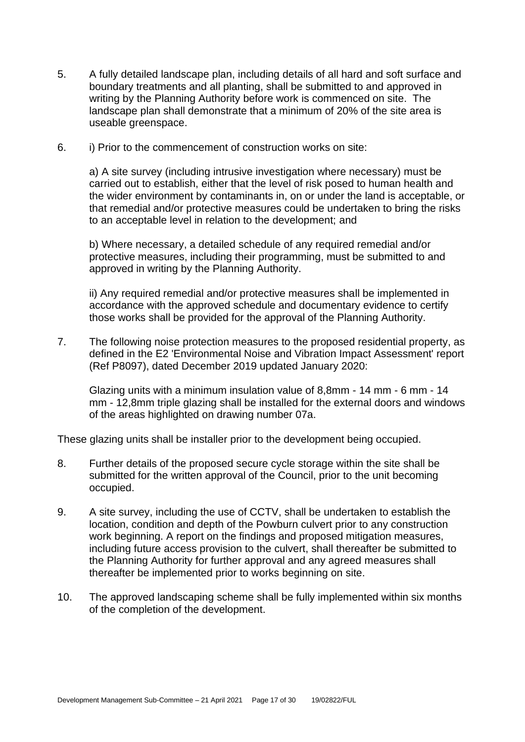5. A fully detailed landscape plan, including details of all hard and soft surface and boundary treatments and all planting, shall be submitted to and approved in writing by the Planning Authority before work is commenced on site. The landscape plan shall demonstrate that a minimum of 20% of the site area is useable greenspace.

6. i) Prior to the commencement of construction works on site:

   a) A site survey (including intrusive investigation where necessary) must be carried out to establish, either that the level of risk posed to human health and the wider environment by contaminants in, on or under the land is acceptable, or that remedial and/or protective measures could be undertaken to bring the risks to an acceptable level in relation to the development; and

   b) Where necessary, a detailed schedule of any required remedial and/or protective measures, including their programming, must be submitted to and approved in writing by the Planning Authority.

   ii) Any required remedial and/or protective measures shall be implemented in accordance with the approved schedule and documentary evidence to certify those works shall be provided for the approval of the Planning Authority.

7. The following noise protection measures to the proposed residential property, as defined in the E2 'Environmental Noise and Vibration Impact Assessment' report (Ref P8097), dated December 2019 updated January 2020:

   Glazing units with a minimum insulation value of 8,8mm - 14 mm - 6 mm - 14 mm - 12,8mm triple glazing shall be installed for the external doors and windows of the areas highlighted on drawing number 07a.

These glazing units shall be installer prior to the development being occupied.

8. Further details of the proposed secure cycle storage within the site shall be submitted for the written approval of the Council, prior to the unit becoming occupied.

9. A site survey, including the use of CCTV, shall be undertaken to establish the location, condition and depth of the Powburn culvert prior to any construction work beginning. A report on the findings and proposed mitigation measures, including future access provision to the culvert, shall thereafter be submitted to the Planning Authority for further approval and any agreed measures shall thereafter be implemented prior to works beginning on site.

10. The approved landscaping scheme shall be fully implemented within six months of the completion of the development.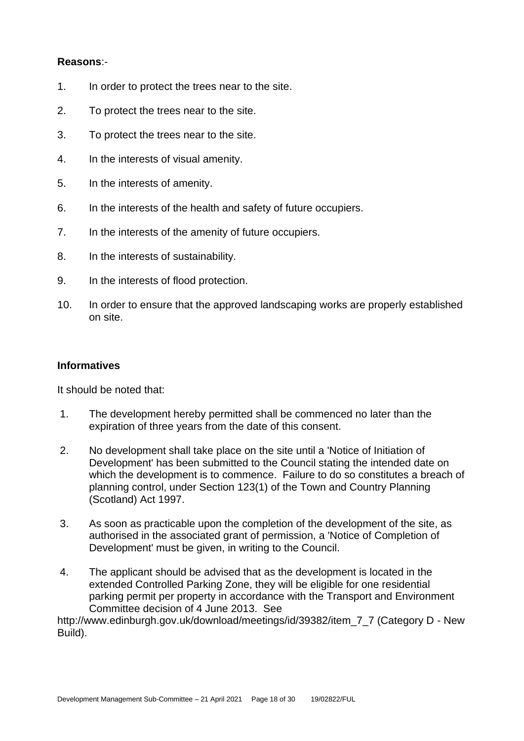**Reasons**:-

1. In order to protect the trees near to the site.
2. To protect the trees near to the site.
3. To protect the trees near to the site.
4. In the interests of visual amenity.
5. In the interests of amenity.
6. In the interests of the health and safety of future occupiers.
7. In the interests of the amenity of future occupiers.
8. In the interests of sustainability.
9. In the interests of flood protection.
10. In order to ensure that the approved landscaping works are properly established on site.

**Informatives**

It should be noted that:

1. The development hereby permitted shall be commenced no later than the expiration of three years from the date of this consent.
2. No development shall take place on the site until a 'Notice of Initiation of Development' has been submitted to the Council stating the intended date on which the development is to commence. Failure to do so constitutes a breach of planning control, under Section 123(1) of the Town and Country Planning (Scotland) Act 1997.
3. As soon as practicable upon the completion of the development of the site, as authorised in the associated grant of permission, a 'Notice of Completion of Development' must be given, in writing to the Council.
4. The applicant should be advised that as the development is located in the extended Controlled Parking Zone, they will be eligible for one residential parking permit per property in accordance with the Transport and Environment Committee decision of 4 June 2013. See http://www.edinburgh.gov.uk/download/meetings/id/39382/item_7_7 (Category D - New Build).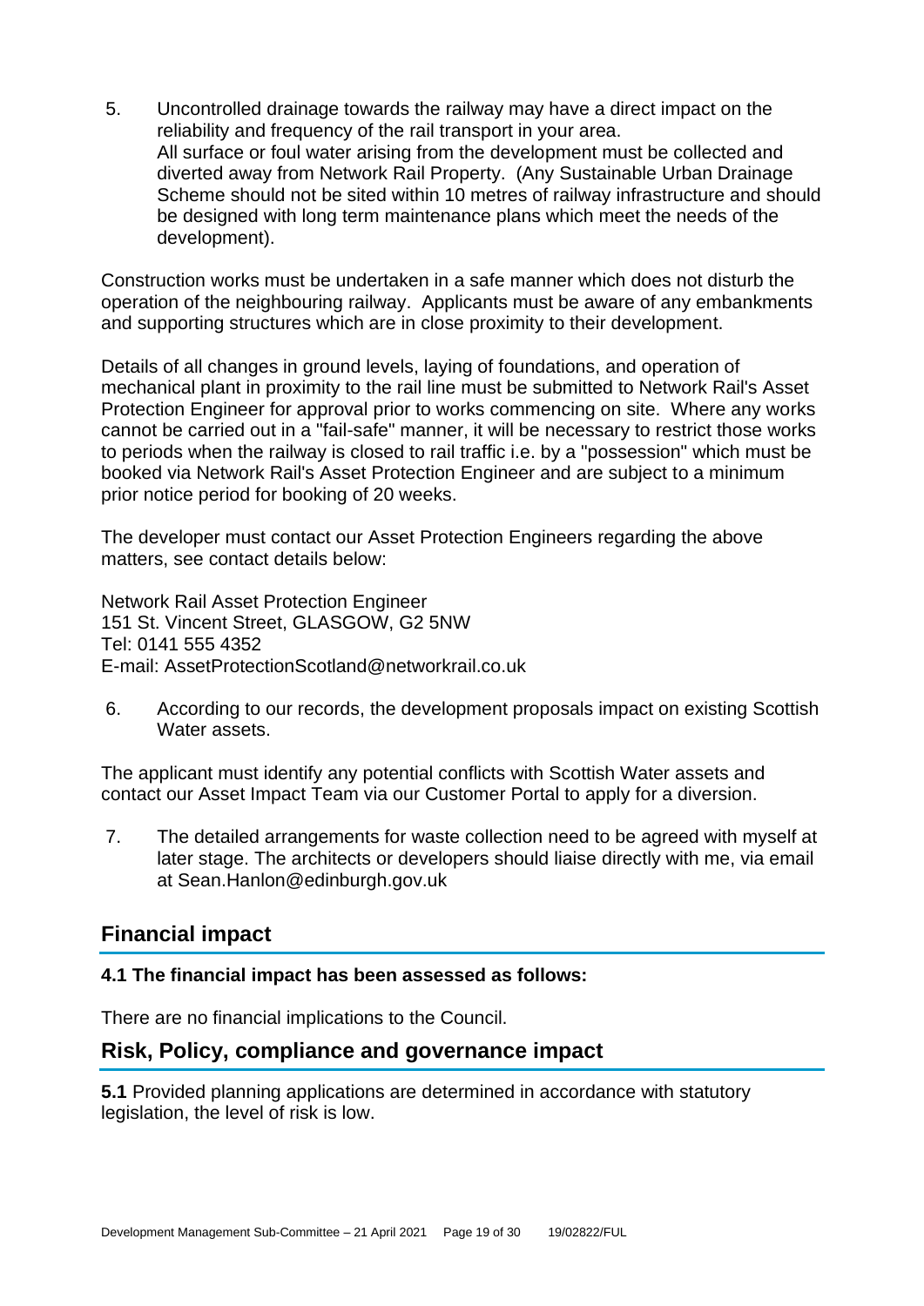5. Uncontrolled drainage towards the railway may have a direct impact on the reliability and frequency of the rail transport in your area.
   All surface or foul water arising from the development must be collected and diverted away from Network Rail Property. (Any Sustainable Urban Drainage Scheme should not be sited within 10 metres of railway infrastructure and should be designed with long term maintenance plans which meet the needs of the development).

Construction works must be undertaken in a safe manner which does not disturb the operation of the neighbouring railway. Applicants must be aware of any embankments and supporting structures which are in close proximity to their development.

Details of all changes in ground levels, laying of foundations, and operation of mechanical plant in proximity to the rail line must be submitted to Network Rail's Asset Protection Engineer for approval prior to works commencing on site. Where any works cannot be carried out in a "fail-safe" manner, it will be necessary to restrict those works to periods when the railway is closed to rail traffic i.e. by a "possession" which must be booked via Network Rail's Asset Protection Engineer and are subject to a minimum prior notice period for booking of 20 weeks.

The developer must contact our Asset Protection Engineers regarding the above matters, see contact details below:

Network Rail Asset Protection Engineer
151 St. Vincent Street, GLASGOW, G2 5NW
Tel: 0141 555 4352
E-mail: AssetProtectionScotland@networkrail.co.uk

6. According to our records, the development proposals impact on existing Scottish Water assets.

The applicant must identify any potential conflicts with Scottish Water assets and contact our Asset Impact Team via our Customer Portal to apply for a diversion.

7. The detailed arrangements for waste collection need to be agreed with myself at later stage. The architects or developers should liaise directly with me, via email at Sean.Hanlon@edinburgh.gov.uk

## Financial impact

### 4.1 The financial impact has been assessed as follows:

There are no financial implications to the Council.

## Risk, Policy, compliance and governance impact

**5.1** Provided planning applications are determined in accordance with statutory legislation, the level of risk is low.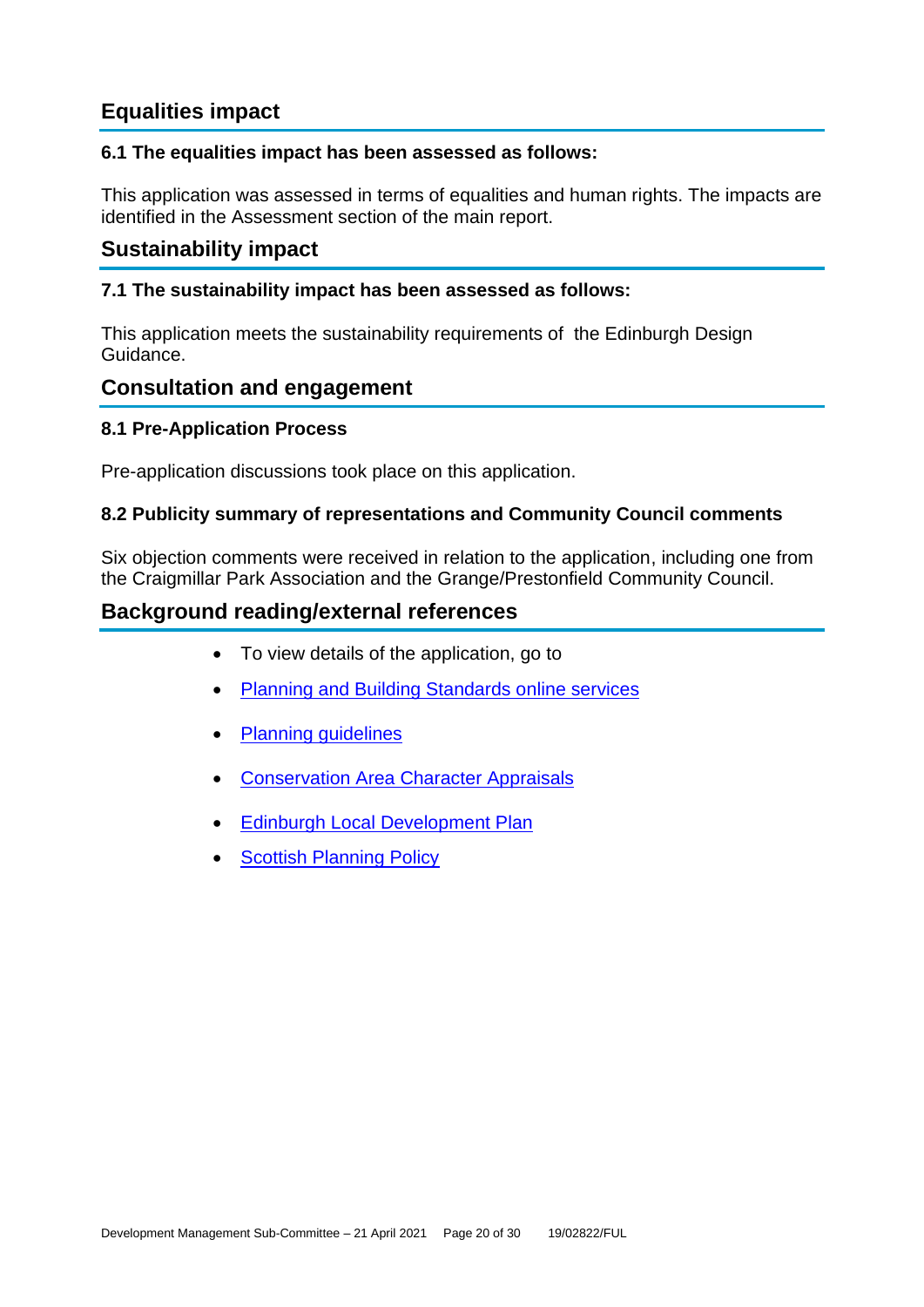## Equalities impact

### 6.1 The equalities impact has been assessed as follows:

This application was assessed in terms of equalities and human rights. The impacts are identified in the Assessment section of the main report.

## Sustainability impact

### 7.1 The sustainability impact has been assessed as follows:

This application meets the sustainability requirements of the Edinburgh Design Guidance.

## Consultation and engagement

### 8.1 Pre-Application Process

Pre-application discussions took place on this application.

### 8.2 Publicity summary of representations and Community Council comments

Six objection comments were received in relation to the application, including one from the Craigmillar Park Association and the Grange/Prestonfield Community Council.

## Background reading/external references

- To view details of the application, go to
- Planning and Building Standards online services
- Planning guidelines
- Conservation Area Character Appraisals
- Edinburgh Local Development Plan
- Scottish Planning Policy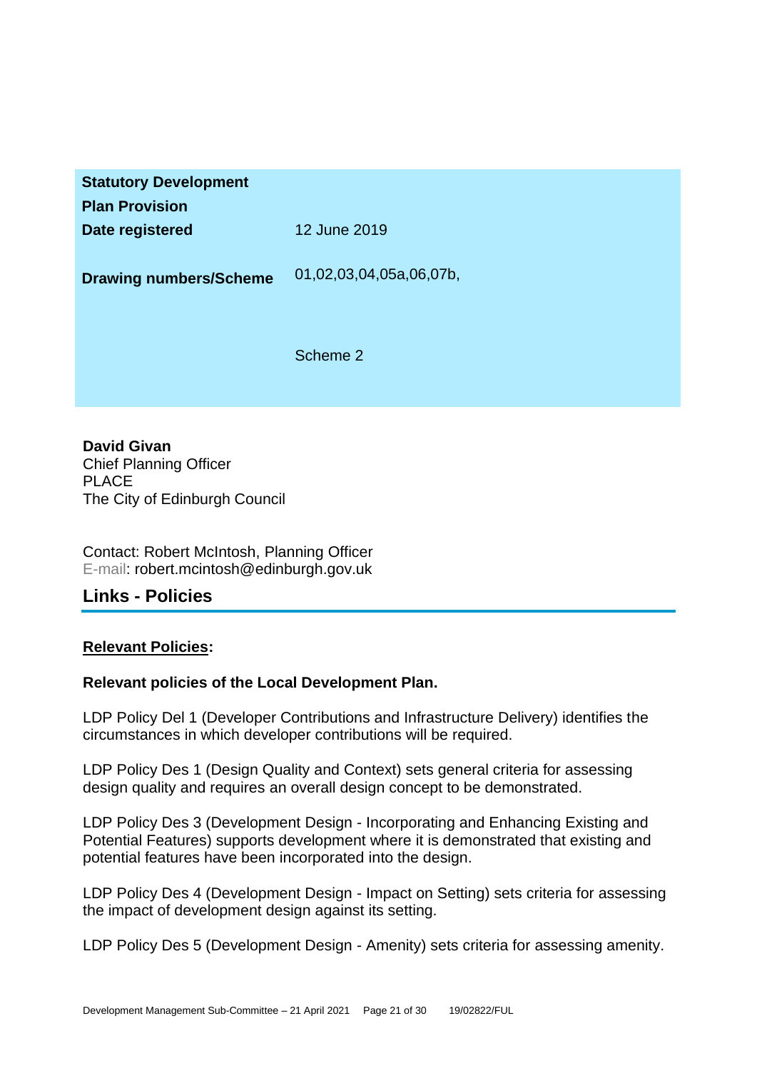| | |
|---|---|
| **Statutory Development Plan Provision** | |
| **Date registered** | 12 June 2019 |
| **Drawing numbers/Scheme** | 01,02,03,04,05a,06,07b,<br><br>Scheme 2 |

**David Givan**
Chief Planning Officer
PLACE
The City of Edinburgh Council

Contact: Robert McIntosh, Planning Officer
E-mail: robert.mcintosh@edinburgh.gov.uk

## Links - Policies

**Relevant Policies:**

**Relevant policies of the Local Development Plan.**

LDP Policy Del 1 (Developer Contributions and Infrastructure Delivery) identifies the circumstances in which developer contributions will be required.

LDP Policy Des 1 (Design Quality and Context) sets general criteria for assessing design quality and requires an overall design concept to be demonstrated.

LDP Policy Des 3 (Development Design - Incorporating and Enhancing Existing and Potential Features) supports development where it is demonstrated that existing and potential features have been incorporated into the design.

LDP Policy Des 4 (Development Design - Impact on Setting) sets criteria for assessing the impact of development design against its setting.

LDP Policy Des 5 (Development Design - Amenity) sets criteria for assessing amenity.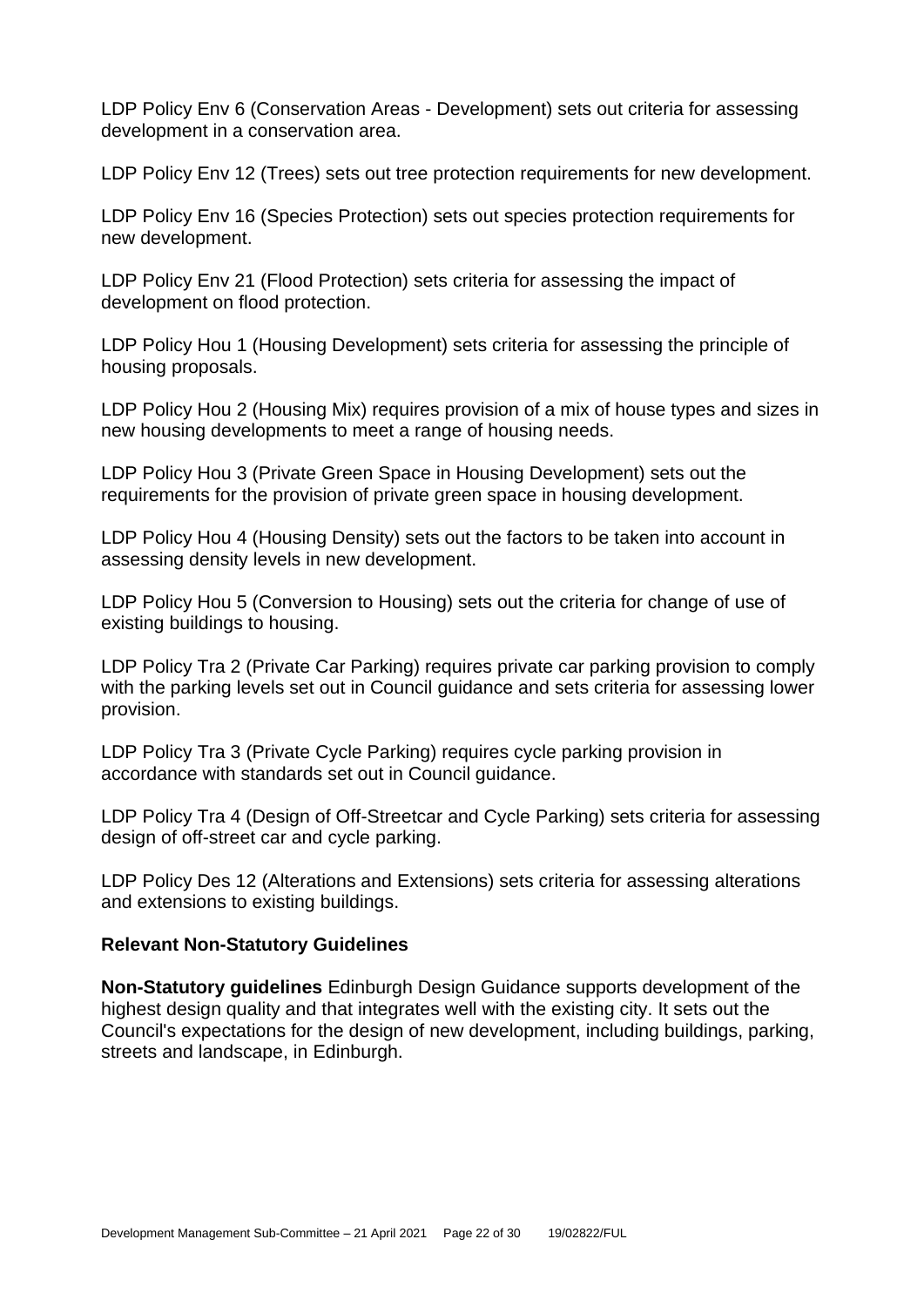LDP Policy Env 6 (Conservation Areas - Development) sets out criteria for assessing development in a conservation area.

LDP Policy Env 12 (Trees) sets out tree protection requirements for new development.

LDP Policy Env 16 (Species Protection) sets out species protection requirements for new development.

LDP Policy Env 21 (Flood Protection) sets criteria for assessing the impact of development on flood protection.

LDP Policy Hou 1 (Housing Development) sets criteria for assessing the principle of housing proposals.

LDP Policy Hou 2 (Housing Mix) requires provision of a mix of house types and sizes in new housing developments to meet a range of housing needs.

LDP Policy Hou 3 (Private Green Space in Housing Development) sets out the requirements for the provision of private green space in housing development.

LDP Policy Hou 4 (Housing Density) sets out the factors to be taken into account in assessing density levels in new development.

LDP Policy Hou 5 (Conversion to Housing) sets out the criteria for change of use of existing buildings to housing.

LDP Policy Tra 2 (Private Car Parking) requires private car parking provision to comply with the parking levels set out in Council guidance and sets criteria for assessing lower provision.

LDP Policy Tra 3 (Private Cycle Parking) requires cycle parking provision in accordance with standards set out in Council guidance.

LDP Policy Tra 4 (Design of Off-Streetcar and Cycle Parking) sets criteria for assessing design of off-street car and cycle parking.

LDP Policy Des 12 (Alterations and Extensions) sets criteria for assessing alterations and extensions to existing buildings.

### Relevant Non-Statutory Guidelines

**Non-Statutory guidelines** Edinburgh Design Guidance supports development of the highest design quality and that integrates well with the existing city. It sets out the Council's expectations for the design of new development, including buildings, parking, streets and landscape, in Edinburgh.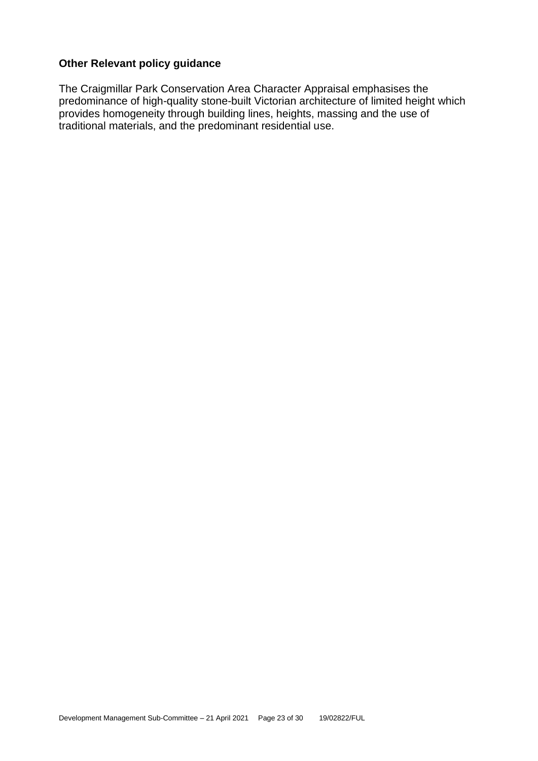**Other Relevant policy guidance**

The Craigmillar Park Conservation Area Character Appraisal emphasises the predominance of high-quality stone-built Victorian architecture of limited height which provides homogeneity through building lines, heights, massing and the use of traditional materials, and the predominant residential use.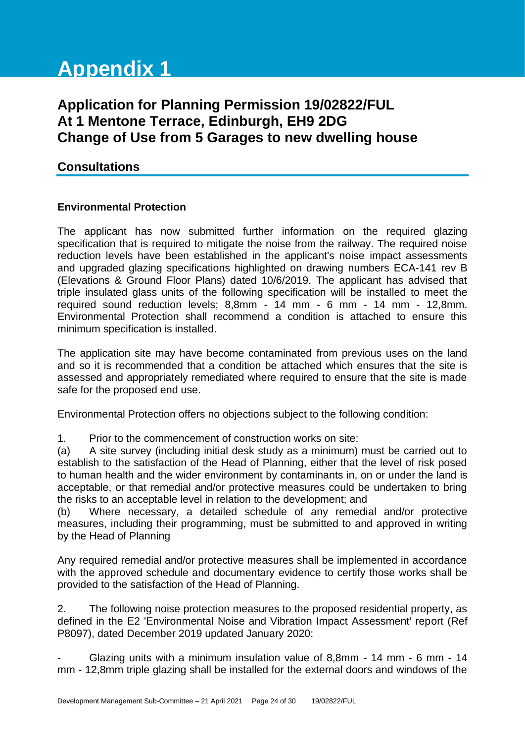# Appendix 1

## Application for Planning Permission 19/02822/FUL
## At 1 Mentone Terrace, Edinburgh, EH9 2DG
## Change of Use from 5 Garages to new dwelling house

## Consultations

**Environmental Protection**

The applicant has now submitted further information on the required glazing specification that is required to mitigate the noise from the railway. The required noise reduction levels have been established in the applicant's noise impact assessments and upgraded glazing specifications highlighted on drawing numbers ECA-141 rev B (Elevations & Ground Floor Plans) dated 10/6/2019. The applicant has advised that triple insulated glass units of the following specification will be installed to meet the required sound reduction levels; 8,8mm - 14 mm - 6 mm - 14 mm - 12,8mm. Environmental Protection shall recommend a condition is attached to ensure this minimum specification is installed.

The application site may have become contaminated from previous uses on the land and so it is recommended that a condition be attached which ensures that the site is assessed and appropriately remediated where required to ensure that the site is made safe for the proposed end use.

Environmental Protection offers no objections subject to the following condition:

1. Prior to the commencement of construction works on site:

(a) A site survey (including initial desk study as a minimum) must be carried out to establish to the satisfaction of the Head of Planning, either that the level of risk posed to human health and the wider environment by contaminants in, on or under the land is acceptable, or that remedial and/or protective measures could be undertaken to bring the risks to an acceptable level in relation to the development; and

(b) Where necessary, a detailed schedule of any remedial and/or protective measures, including their programming, must be submitted to and approved in writing by the Head of Planning

Any required remedial and/or protective measures shall be implemented in accordance with the approved schedule and documentary evidence to certify those works shall be provided to the satisfaction of the Head of Planning.

2. The following noise protection measures to the proposed residential property, as defined in the E2 'Environmental Noise and Vibration Impact Assessment' report (Ref P8097), dated December 2019 updated January 2020:

- Glazing units with a minimum insulation value of 8,8mm - 14 mm - 6 mm - 14 mm - 12,8mm triple glazing shall be installed for the external doors and windows of the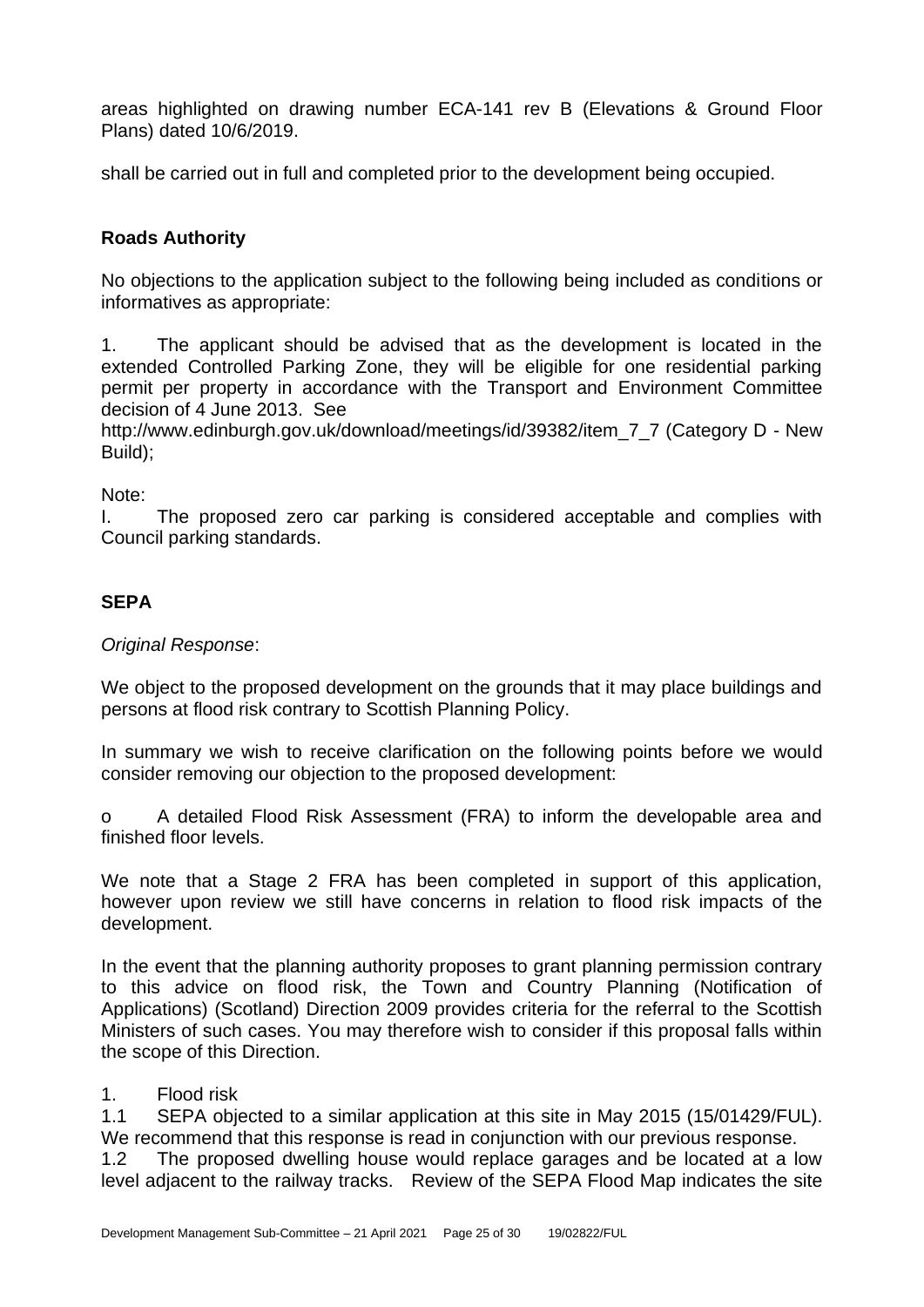areas highlighted on drawing number ECA-141 rev B (Elevations & Ground Floor Plans) dated 10/6/2019.

shall be carried out in full and completed prior to the development being occupied.

**Roads Authority**

No objections to the application subject to the following being included as conditions or informatives as appropriate:

1. The applicant should be advised that as the development is located in the extended Controlled Parking Zone, they will be eligible for one residential parking permit per property in accordance with the Transport and Environment Committee decision of 4 June 2013. See http://www.edinburgh.gov.uk/download/meetings/id/39382/item_7_7 (Category D - New Build);

Note:

I. The proposed zero car parking is considered acceptable and complies with Council parking standards.

**SEPA**

*Original Response*:

We object to the proposed development on the grounds that it may place buildings and persons at flood risk contrary to Scottish Planning Policy.

In summary we wish to receive clarification on the following points before we would consider removing our objection to the proposed development:

o A detailed Flood Risk Assessment (FRA) to inform the developable area and finished floor levels.

We note that a Stage 2 FRA has been completed in support of this application, however upon review we still have concerns in relation to flood risk impacts of the development.

In the event that the planning authority proposes to grant planning permission contrary to this advice on flood risk, the Town and Country Planning (Notification of Applications) (Scotland) Direction 2009 provides criteria for the referral to the Scottish Ministers of such cases. You may therefore wish to consider if this proposal falls within the scope of this Direction.

1. Flood risk

1.1 SEPA objected to a similar application at this site in May 2015 (15/01429/FUL). We recommend that this response is read in conjunction with our previous response.

1.2 The proposed dwelling house would replace garages and be located at a low level adjacent to the railway tracks. Review of the SEPA Flood Map indicates the site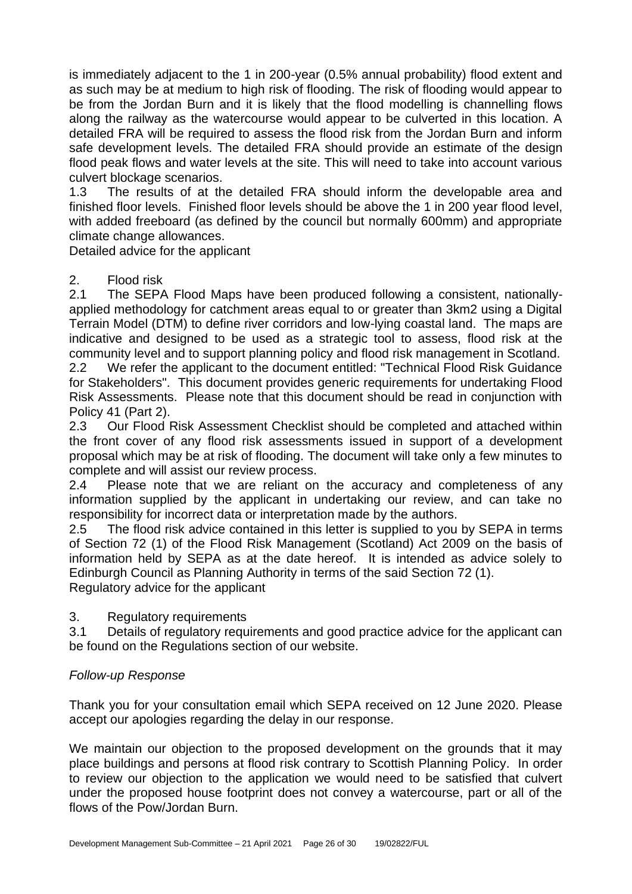is immediately adjacent to the 1 in 200-year (0.5% annual probability) flood extent and as such may be at medium to high risk of flooding. The risk of flooding would appear to be from the Jordan Burn and it is likely that the flood modelling is channelling flows along the railway as the watercourse would appear to be culverted in this location. A detailed FRA will be required to assess the flood risk from the Jordan Burn and inform safe development levels. The detailed FRA should provide an estimate of the design flood peak flows and water levels at the site. This will need to take into account various culvert blockage scenarios.

1.3 The results of at the detailed FRA should inform the developable area and finished floor levels. Finished floor levels should be above the 1 in 200 year flood level, with added freeboard (as defined by the council but normally 600mm) and appropriate climate change allowances.

Detailed advice for the applicant

2. Flood risk

2.1 The SEPA Flood Maps have been produced following a consistent, nationally-applied methodology for catchment areas equal to or greater than 3km2 using a Digital Terrain Model (DTM) to define river corridors and low-lying coastal land. The maps are indicative and designed to be used as a strategic tool to assess, flood risk at the community level and to support planning policy and flood risk management in Scotland.

2.2 We refer the applicant to the document entitled: "Technical Flood Risk Guidance for Stakeholders". This document provides generic requirements for undertaking Flood Risk Assessments. Please note that this document should be read in conjunction with Policy 41 (Part 2).

2.3 Our Flood Risk Assessment Checklist should be completed and attached within the front cover of any flood risk assessments issued in support of a development proposal which may be at risk of flooding. The document will take only a few minutes to complete and will assist our review process.

2.4 Please note that we are reliant on the accuracy and completeness of any information supplied by the applicant in undertaking our review, and can take no responsibility for incorrect data or interpretation made by the authors.

2.5 The flood risk advice contained in this letter is supplied to you by SEPA in terms of Section 72 (1) of the Flood Risk Management (Scotland) Act 2009 on the basis of information held by SEPA as at the date hereof. It is intended as advice solely to Edinburgh Council as Planning Authority in terms of the said Section 72 (1).

Regulatory advice for the applicant

3. Regulatory requirements

3.1 Details of regulatory requirements and good practice advice for the applicant can be found on the Regulations section of our website.

*Follow-up Response*

Thank you for your consultation email which SEPA received on 12 June 2020. Please accept our apologies regarding the delay in our response.

We maintain our objection to the proposed development on the grounds that it may place buildings and persons at flood risk contrary to Scottish Planning Policy. In order to review our objection to the application we would need to be satisfied that culvert under the proposed house footprint does not convey a watercourse, part or all of the flows of the Pow/Jordan Burn.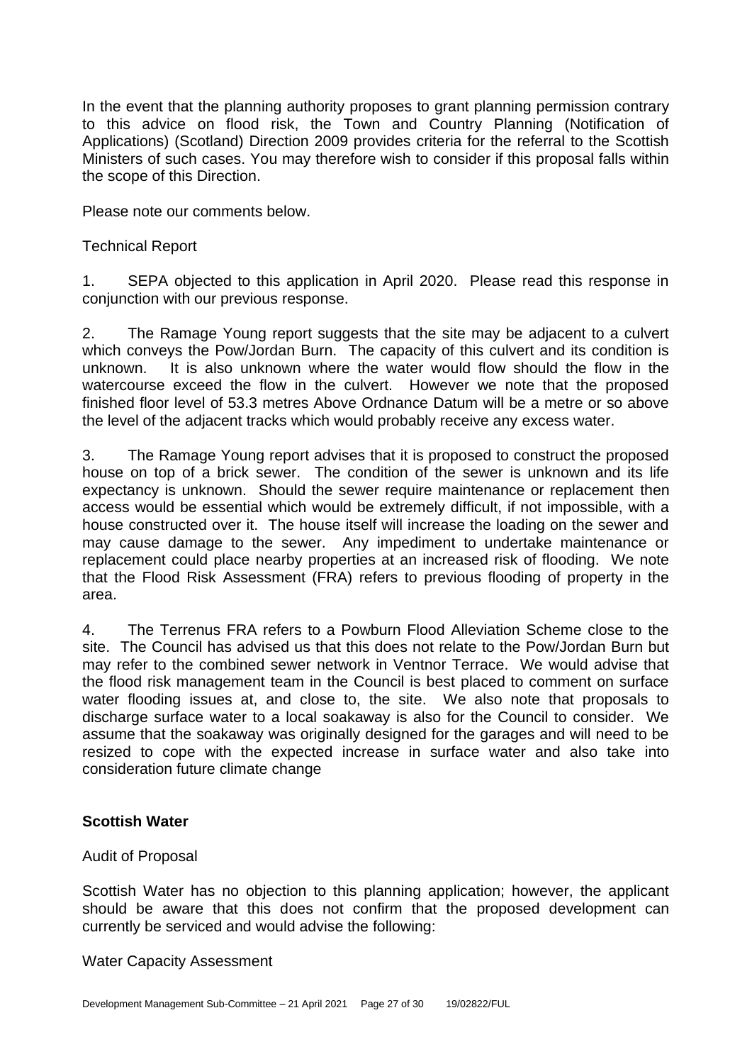In the event that the planning authority proposes to grant planning permission contrary to this advice on flood risk, the Town and Country Planning (Notification of Applications) (Scotland) Direction 2009 provides criteria for the referral to the Scottish Ministers of such cases. You may therefore wish to consider if this proposal falls within the scope of this Direction.

Please note our comments below.

Technical Report

1. SEPA objected to this application in April 2020. Please read this response in conjunction with our previous response.

2. The Ramage Young report suggests that the site may be adjacent to a culvert which conveys the Pow/Jordan Burn. The capacity of this culvert and its condition is unknown. It is also unknown where the water would flow should the flow in the watercourse exceed the flow in the culvert. However we note that the proposed finished floor level of 53.3 metres Above Ordnance Datum will be a metre or so above the level of the adjacent tracks which would probably receive any excess water.

3. The Ramage Young report advises that it is proposed to construct the proposed house on top of a brick sewer. The condition of the sewer is unknown and its life expectancy is unknown. Should the sewer require maintenance or replacement then access would be essential which would be extremely difficult, if not impossible, with a house constructed over it. The house itself will increase the loading on the sewer and may cause damage to the sewer. Any impediment to undertake maintenance or replacement could place nearby properties at an increased risk of flooding. We note that the Flood Risk Assessment (FRA) refers to previous flooding of property in the area.

4. The Terrenus FRA refers to a Powburn Flood Alleviation Scheme close to the site. The Council has advised us that this does not relate to the Pow/Jordan Burn but may refer to the combined sewer network in Ventnor Terrace. We would advise that the flood risk management team in the Council is best placed to comment on surface water flooding issues at, and close to, the site. We also note that proposals to discharge surface water to a local soakaway is also for the Council to consider. We assume that the soakaway was originally designed for the garages and will need to be resized to cope with the expected increase in surface water and also take into consideration future climate change

**Scottish Water**

Audit of Proposal

Scottish Water has no objection to this planning application; however, the applicant should be aware that this does not confirm that the proposed development can currently be serviced and would advise the following:

Water Capacity Assessment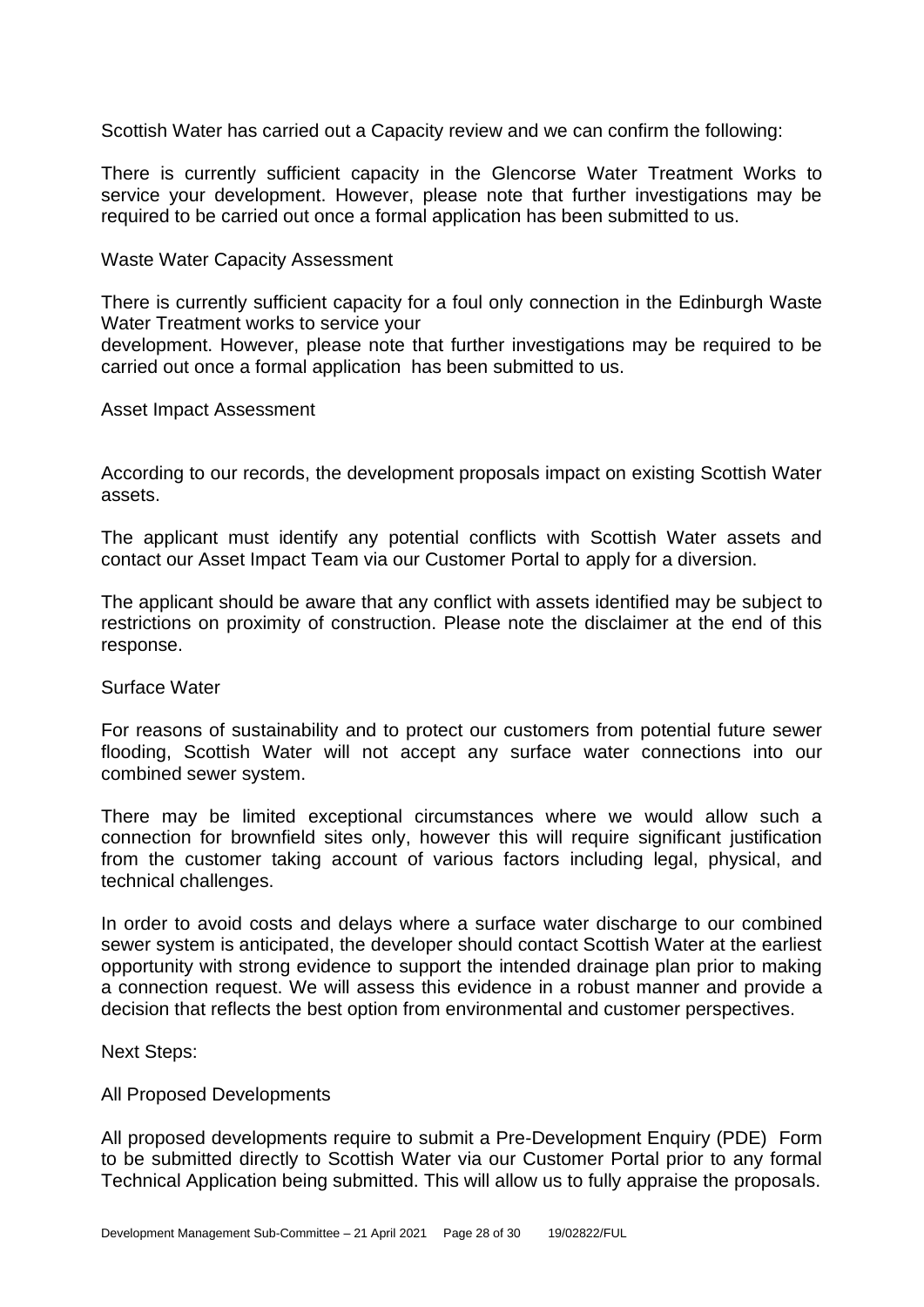Scottish Water has carried out a Capacity review and we can confirm the following:

There is currently sufficient capacity in the Glencorse Water Treatment Works to service your development. However, please note that further investigations may be required to be carried out once a formal application has been submitted to us.

Waste Water Capacity Assessment

There is currently sufficient capacity for a foul only connection in the Edinburgh Waste Water Treatment works to service your development. However, please note that further investigations may be required to be carried out once a formal application has been submitted to us.

Asset Impact Assessment

According to our records, the development proposals impact on existing Scottish Water assets.

The applicant must identify any potential conflicts with Scottish Water assets and contact our Asset Impact Team via our Customer Portal to apply for a diversion.

The applicant should be aware that any conflict with assets identified may be subject to restrictions on proximity of construction. Please note the disclaimer at the end of this response.

Surface Water

For reasons of sustainability and to protect our customers from potential future sewer flooding, Scottish Water will not accept any surface water connections into our combined sewer system.

There may be limited exceptional circumstances where we would allow such a connection for brownfield sites only, however this will require significant justification from the customer taking account of various factors including legal, physical, and technical challenges.

In order to avoid costs and delays where a surface water discharge to our combined sewer system is anticipated, the developer should contact Scottish Water at the earliest opportunity with strong evidence to support the intended drainage plan prior to making a connection request. We will assess this evidence in a robust manner and provide a decision that reflects the best option from environmental and customer perspectives.

Next Steps:

All Proposed Developments

All proposed developments require to submit a Pre-Development Enquiry (PDE) Form to be submitted directly to Scottish Water via our Customer Portal prior to any formal Technical Application being submitted. This will allow us to fully appraise the proposals.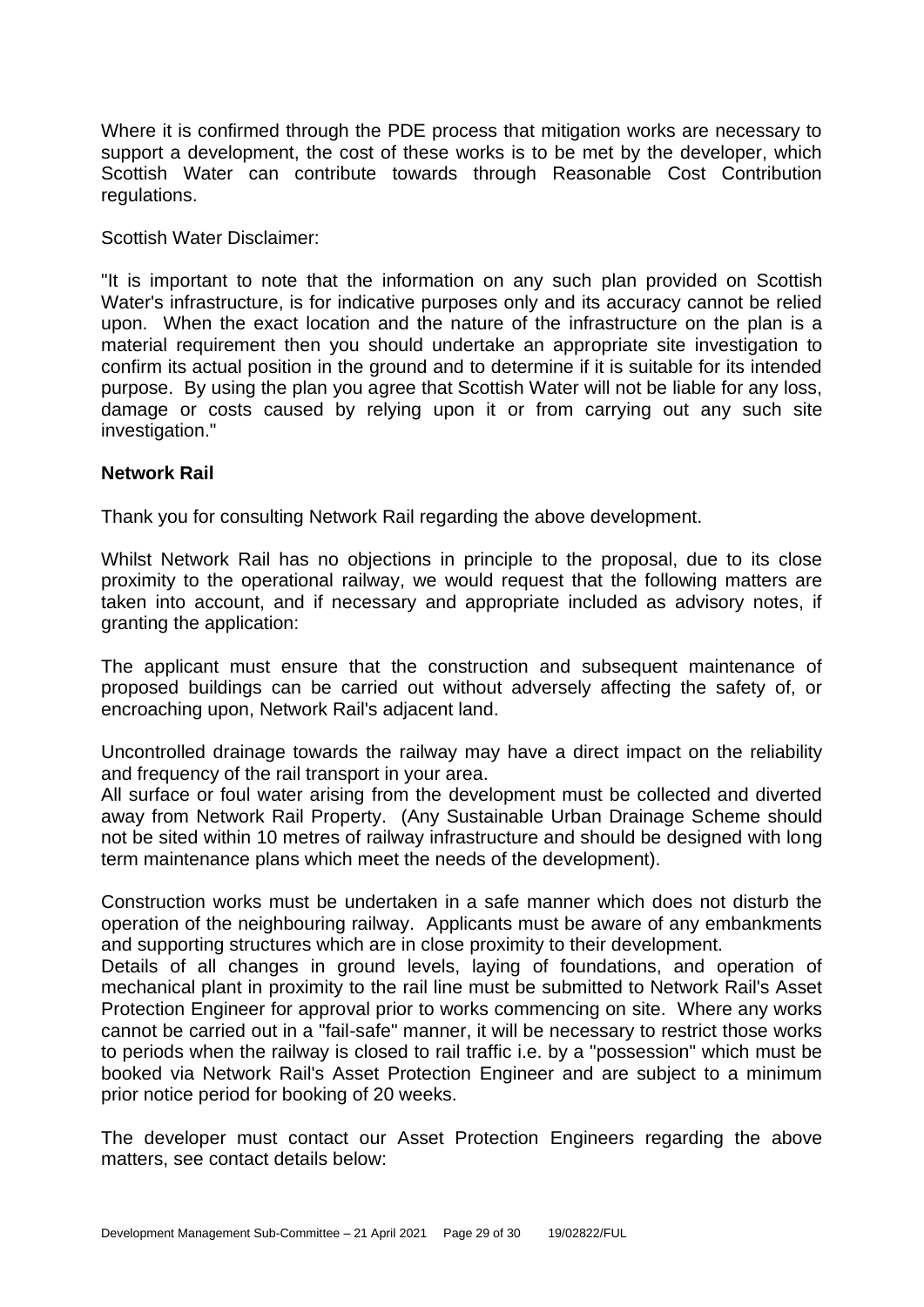Where it is confirmed through the PDE process that mitigation works are necessary to support a development, the cost of these works is to be met by the developer, which Scottish Water can contribute towards through Reasonable Cost Contribution regulations.

Scottish Water Disclaimer:

"It is important to note that the information on any such plan provided on Scottish Water's infrastructure, is for indicative purposes only and its accuracy cannot be relied upon. When the exact location and the nature of the infrastructure on the plan is a material requirement then you should undertake an appropriate site investigation to confirm its actual position in the ground and to determine if it is suitable for its intended purpose. By using the plan you agree that Scottish Water will not be liable for any loss, damage or costs caused by relying upon it or from carrying out any such site investigation."

**Network Rail**

Thank you for consulting Network Rail regarding the above development.

Whilst Network Rail has no objections in principle to the proposal, due to its close proximity to the operational railway, we would request that the following matters are taken into account, and if necessary and appropriate included as advisory notes, if granting the application:

The applicant must ensure that the construction and subsequent maintenance of proposed buildings can be carried out without adversely affecting the safety of, or encroaching upon, Network Rail's adjacent land.

Uncontrolled drainage towards the railway may have a direct impact on the reliability and frequency of the rail transport in your area.
All surface or foul water arising from the development must be collected and diverted away from Network Rail Property. (Any Sustainable Urban Drainage Scheme should not be sited within 10 metres of railway infrastructure and should be designed with long term maintenance plans which meet the needs of the development).

Construction works must be undertaken in a safe manner which does not disturb the operation of the neighbouring railway. Applicants must be aware of any embankments and supporting structures which are in close proximity to their development.
Details of all changes in ground levels, laying of foundations, and operation of mechanical plant in proximity to the rail line must be submitted to Network Rail's Asset Protection Engineer for approval prior to works commencing on site. Where any works cannot be carried out in a "fail-safe" manner, it will be necessary to restrict those works to periods when the railway is closed to rail traffic i.e. by a "possession" which must be booked via Network Rail's Asset Protection Engineer and are subject to a minimum prior notice period for booking of 20 weeks.

The developer must contact our Asset Protection Engineers regarding the above matters, see contact details below: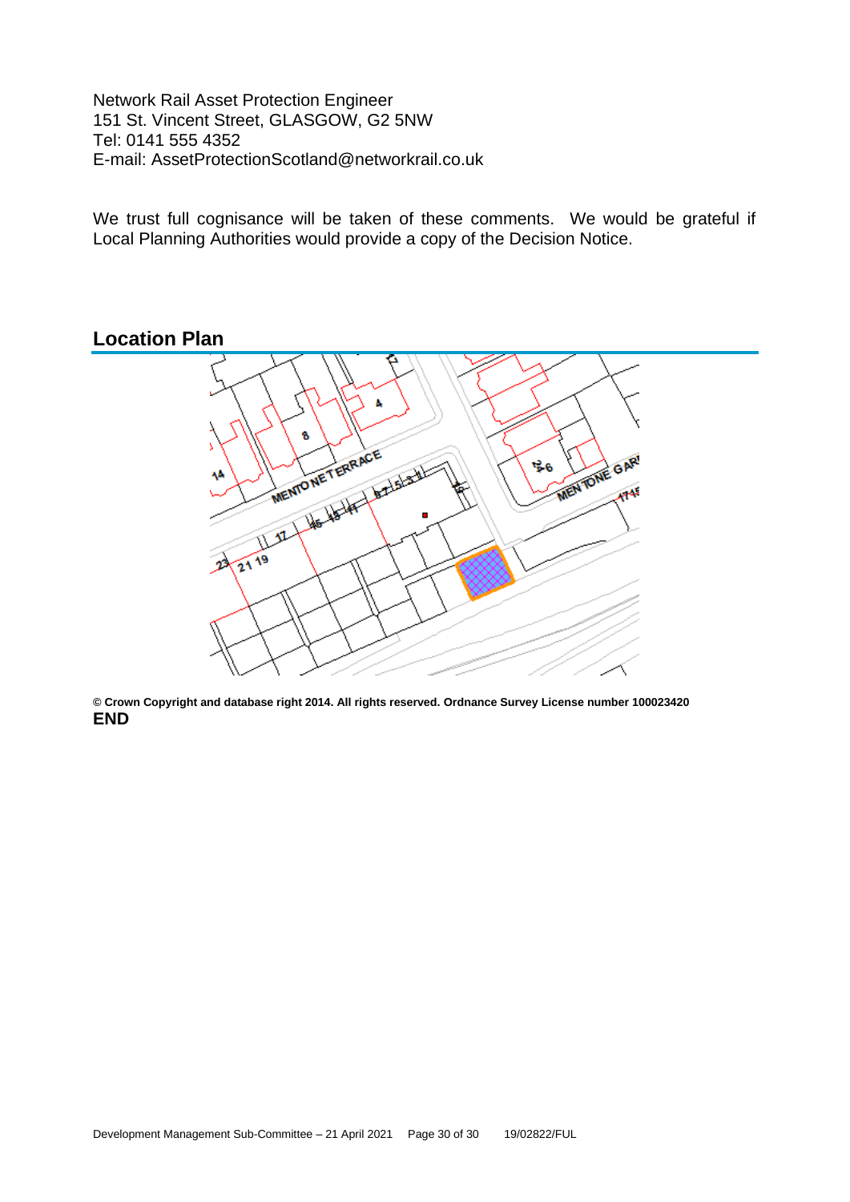Network Rail Asset Protection Engineer
151 St. Vincent Street, GLASGOW, G2 5NW
Tel: 0141 555 4352
E-mail: AssetProtectionScotland@networkrail.co.uk

We trust full cognisance will be taken of these comments. We would be grateful if Local Planning Authorities would provide a copy of the Decision Notice.

## Location Plan

MENTONE TERRACE

MENTONE GARDENS

**© Crown Copyright and database right 2014. All rights reserved. Ordnance Survey License number 100023420**

**END**